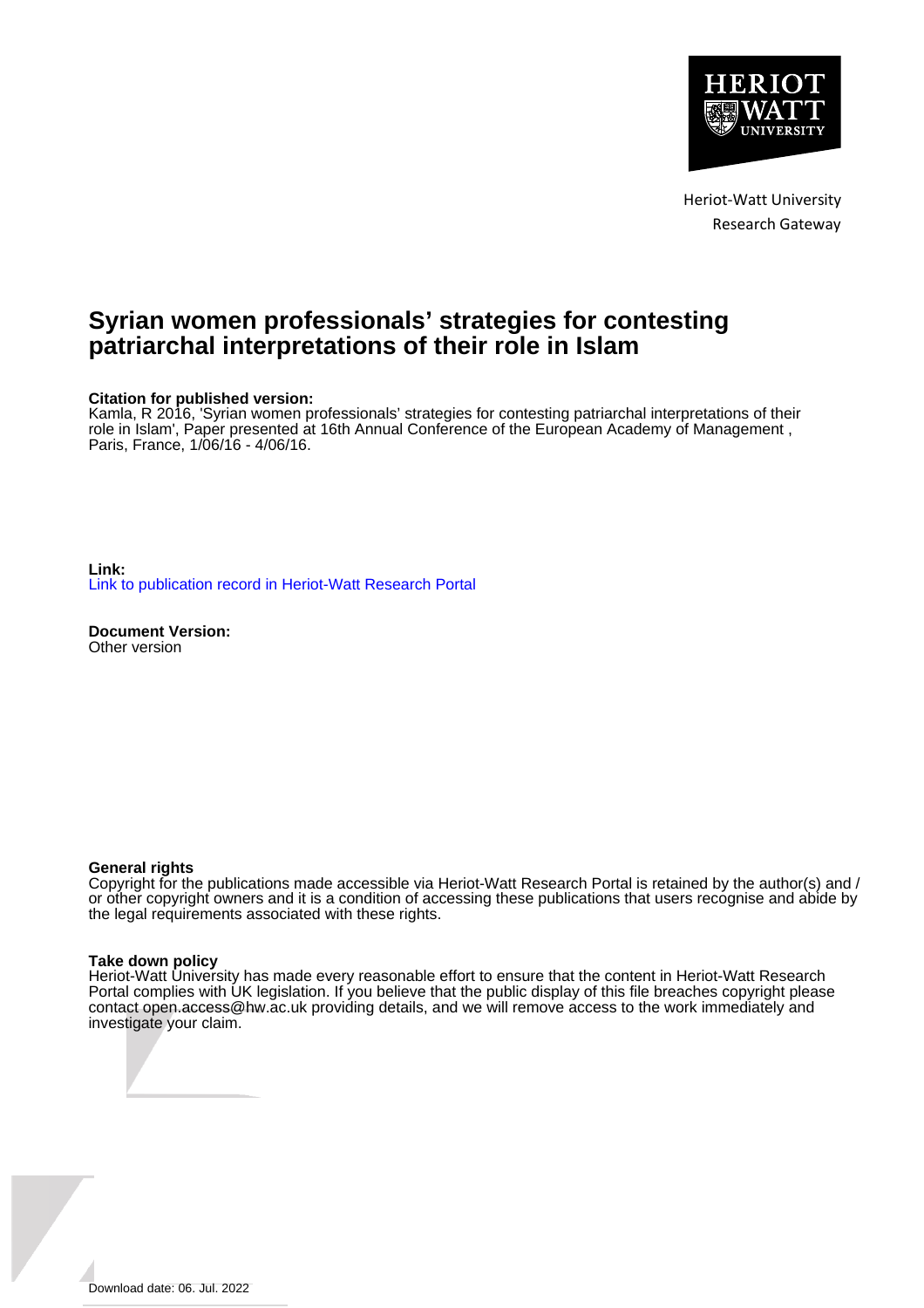Heriot-Watt University
Research Gateway

# Syrian women professionals' strategies for contesting patriarchal interpretations of their role in Islam

**Citation for published version:**
Kamla, R 2016, 'Syrian women professionals' strategies for contesting patriarchal interpretations of their role in Islam', Paper presented at 16th Annual Conference of the European Academy of Management , Paris, France, 1/06/16 - 4/06/16.

**Link:**
Link to publication record in Heriot-Watt Research Portal

**Document Version:**
Other version

**General rights**
Copyright for the publications made accessible via Heriot-Watt Research Portal is retained by the author(s) and / or other copyright owners and it is a condition of accessing these publications that users recognise and abide by the legal requirements associated with these rights.

**Take down policy**
Heriot-Watt University has made every reasonable effort to ensure that the content in Heriot-Watt Research Portal complies with UK legislation. If you believe that the public display of this file breaches copyright please contact open.access@hw.ac.uk providing details, and we will remove access to the work immediately and investigate your claim.

Download date: 06. Jul. 2022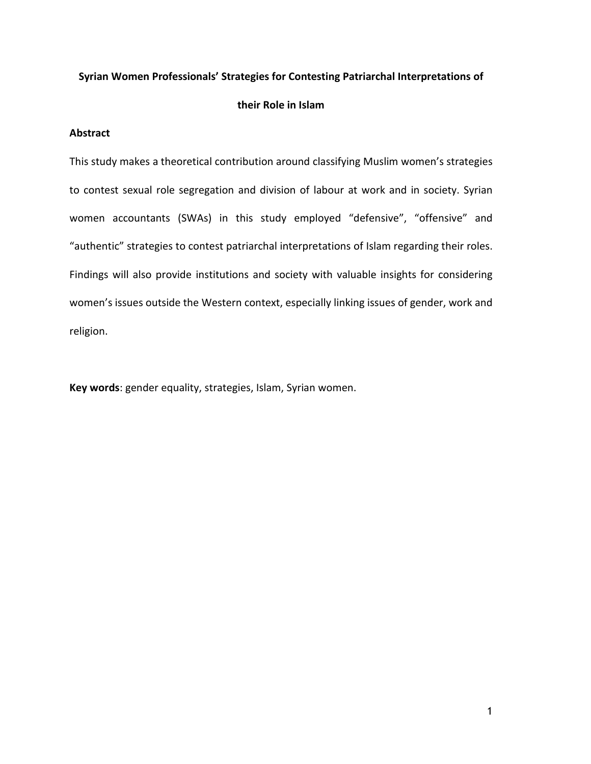# Syrian Women Professionals' Strategies for Contesting Patriarchal Interpretations of their Role in Islam

## Abstract

This study makes a theoretical contribution around classifying Muslim women's strategies to contest sexual role segregation and division of labour at work and in society. Syrian women accountants (SWAs) in this study employed "defensive", "offensive" and "authentic" strategies to contest patriarchal interpretations of Islam regarding their roles. Findings will also provide institutions and society with valuable insights for considering women's issues outside the Western context, especially linking issues of gender, work and religion.

**Key words**: gender equality, strategies, Islam, Syrian women.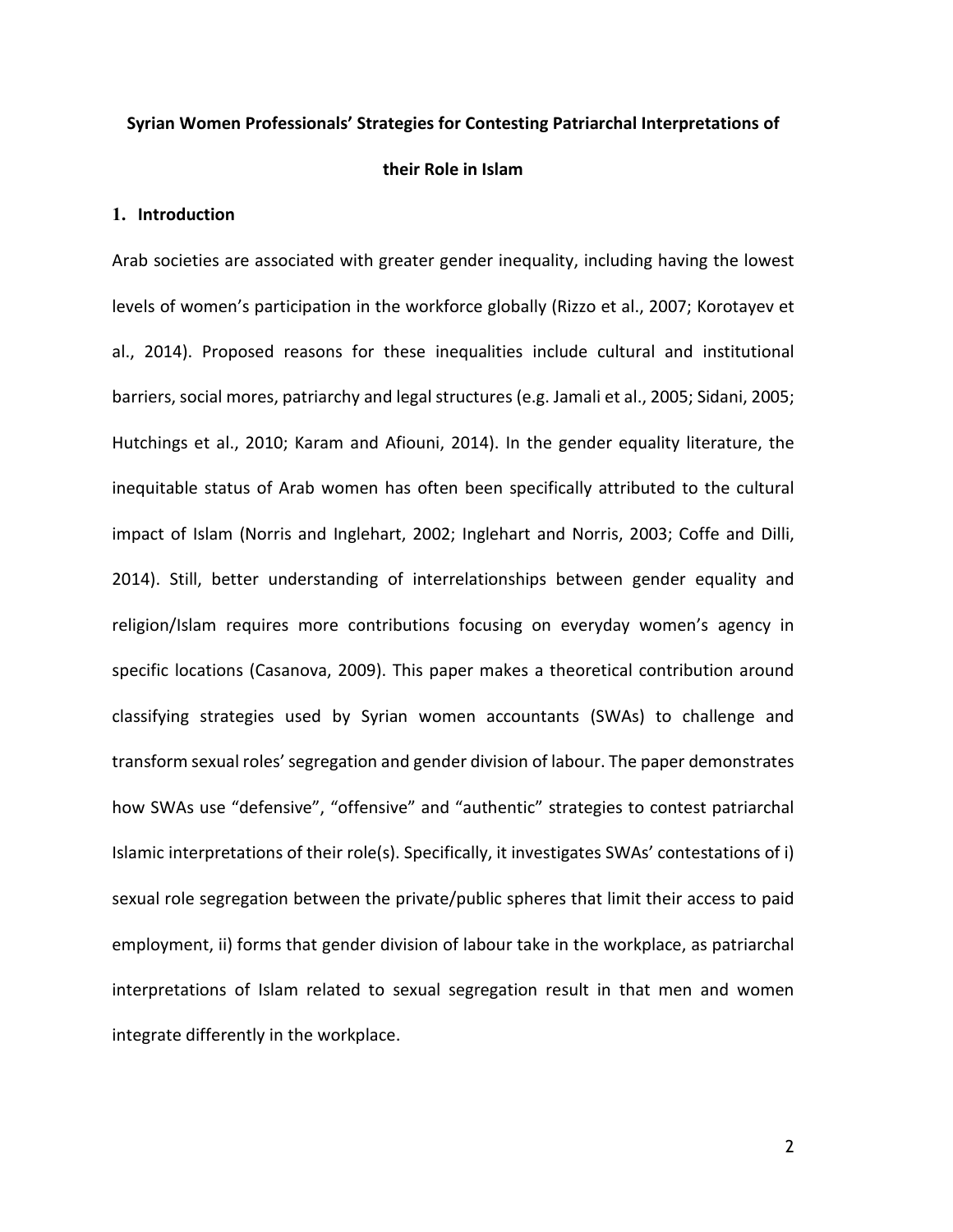**Syrian Women Professionals' Strategies for Contesting Patriarchal Interpretations of their Role in Islam**

## 1. Introduction

Arab societies are associated with greater gender inequality, including having the lowest levels of women's participation in the workforce globally (Rizzo et al., 2007; Korotayev et al., 2014). Proposed reasons for these inequalities include cultural and institutional barriers, social mores, patriarchy and legal structures (e.g. Jamali et al., 2005; Sidani, 2005; Hutchings et al., 2010; Karam and Afiouni, 2014). In the gender equality literature, the inequitable status of Arab women has often been specifically attributed to the cultural impact of Islam (Norris and Inglehart, 2002; Inglehart and Norris, 2003; Coffe and Dilli, 2014). Still, better understanding of interrelationships between gender equality and religion/Islam requires more contributions focusing on everyday women's agency in specific locations (Casanova, 2009). This paper makes a theoretical contribution around classifying strategies used by Syrian women accountants (SWAs) to challenge and transform sexual roles' segregation and gender division of labour. The paper demonstrates how SWAs use "defensive", "offensive" and "authentic" strategies to contest patriarchal Islamic interpretations of their role(s). Specifically, it investigates SWAs' contestations of i) sexual role segregation between the private/public spheres that limit their access to paid employment, ii) forms that gender division of labour take in the workplace, as patriarchal interpretations of Islam related to sexual segregation result in that men and women integrate differently in the workplace.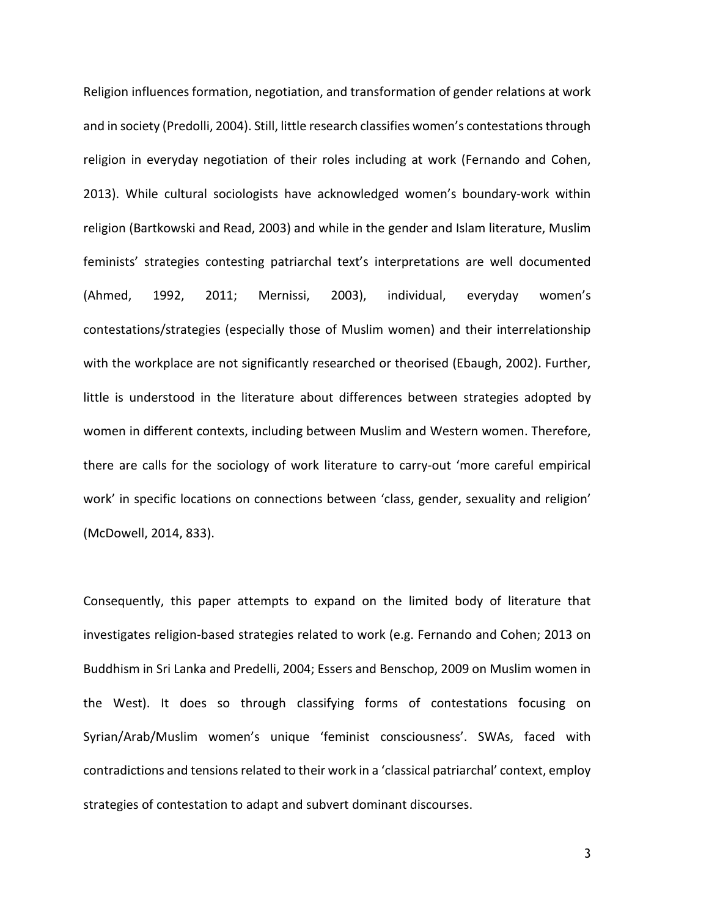Religion influences formation, negotiation, and transformation of gender relations at work and in society (Predolli, 2004). Still, little research classifies women's contestations through religion in everyday negotiation of their roles including at work (Fernando and Cohen, 2013). While cultural sociologists have acknowledged women's boundary-work within religion (Bartkowski and Read, 2003) and while in the gender and Islam literature, Muslim feminists' strategies contesting patriarchal text's interpretations are well documented (Ahmed, 1992, 2011; Mernissi, 2003), individual, everyday women's contestations/strategies (especially those of Muslim women) and their interrelationship with the workplace are not significantly researched or theorised (Ebaugh, 2002). Further, little is understood in the literature about differences between strategies adopted by women in different contexts, including between Muslim and Western women. Therefore, there are calls for the sociology of work literature to carry-out 'more careful empirical work' in specific locations on connections between 'class, gender, sexuality and religion' (McDowell, 2014, 833).

Consequently, this paper attempts to expand on the limited body of literature that investigates religion-based strategies related to work (e.g. Fernando and Cohen; 2013 on Buddhism in Sri Lanka and Predelli, 2004; Essers and Benschop, 2009 on Muslim women in the West). It does so through classifying forms of contestations focusing on Syrian/Arab/Muslim women's unique 'feminist consciousness'. SWAs, faced with contradictions and tensions related to their work in a 'classical patriarchal' context, employ strategies of contestation to adapt and subvert dominant discourses.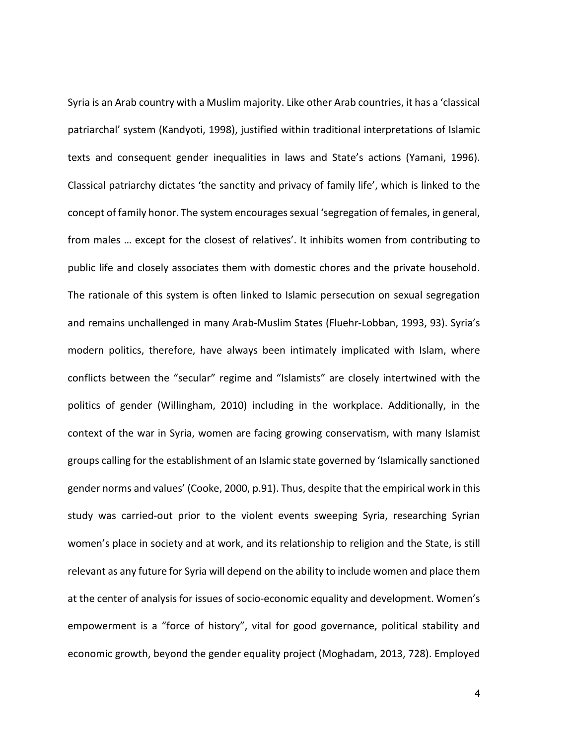Syria is an Arab country with a Muslim majority. Like other Arab countries, it has a 'classical patriarchal' system (Kandyoti, 1998), justified within traditional interpretations of Islamic texts and consequent gender inequalities in laws and State's actions (Yamani, 1996). Classical patriarchy dictates 'the sanctity and privacy of family life', which is linked to the concept of family honor. The system encourages sexual 'segregation of females, in general, from males … except for the closest of relatives'. It inhibits women from contributing to public life and closely associates them with domestic chores and the private household. The rationale of this system is often linked to Islamic persecution on sexual segregation and remains unchallenged in many Arab-Muslim States (Fluehr-Lobban, 1993, 93). Syria's modern politics, therefore, have always been intimately implicated with Islam, where conflicts between the "secular" regime and "Islamists" are closely intertwined with the politics of gender (Willingham, 2010) including in the workplace. Additionally, in the context of the war in Syria, women are facing growing conservatism, with many Islamist groups calling for the establishment of an Islamic state governed by 'Islamically sanctioned gender norms and values' (Cooke, 2000, p.91). Thus, despite that the empirical work in this study was carried-out prior to the violent events sweeping Syria, researching Syrian women's place in society and at work, and its relationship to religion and the State, is still relevant as any future for Syria will depend on the ability to include women and place them at the center of analysis for issues of socio-economic equality and development. Women's empowerment is a "force of history", vital for good governance, political stability and economic growth, beyond the gender equality project (Moghadam, 2013, 728). Employed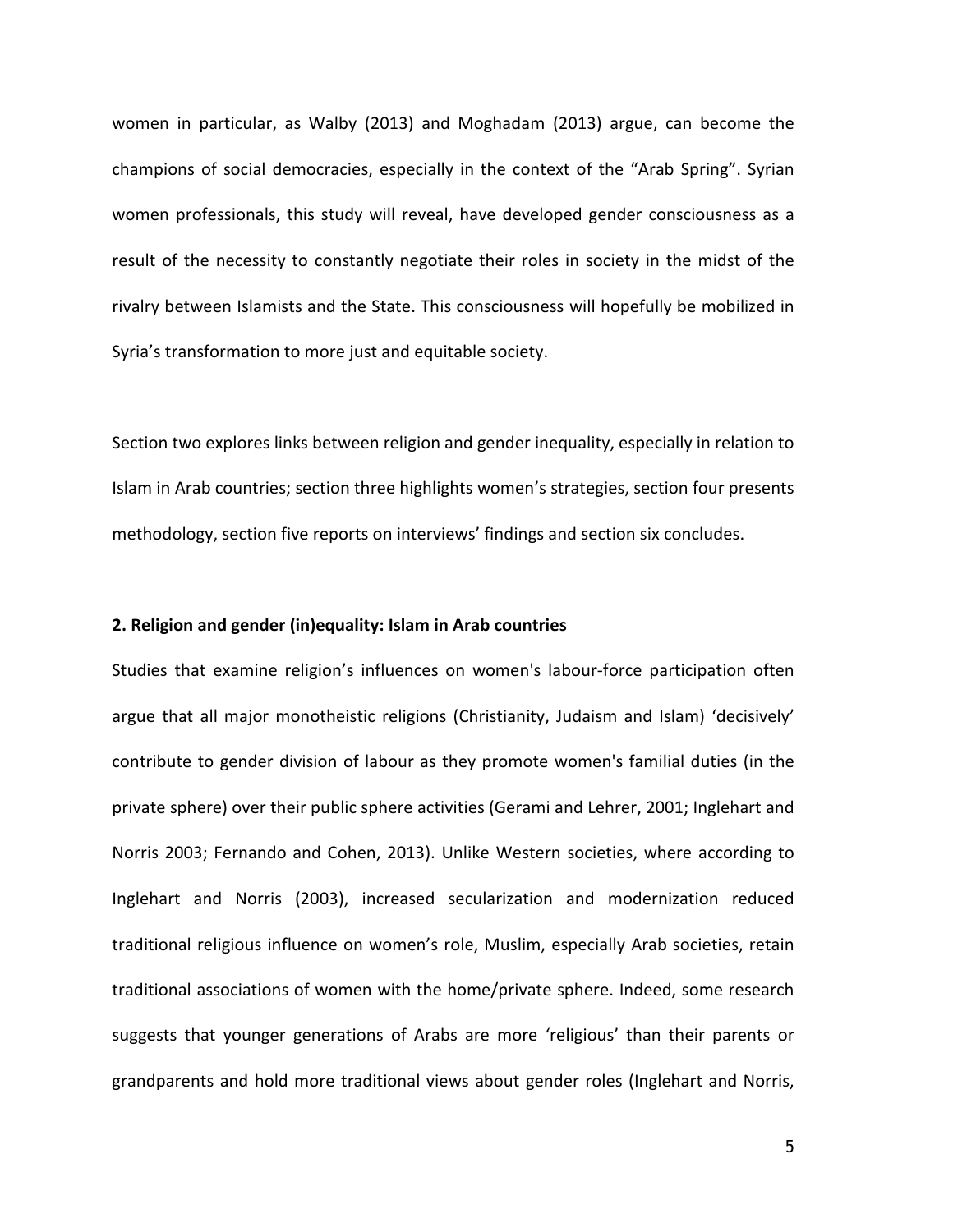women in particular, as Walby (2013) and Moghadam (2013) argue, can become the champions of social democracies, especially in the context of the "Arab Spring". Syrian women professionals, this study will reveal, have developed gender consciousness as a result of the necessity to constantly negotiate their roles in society in the midst of the rivalry between Islamists and the State. This consciousness will hopefully be mobilized in Syria's transformation to more just and equitable society.

Section two explores links between religion and gender inequality, especially in relation to Islam in Arab countries; section three highlights women's strategies, section four presents methodology, section five reports on interviews' findings and section six concludes.

## 2. Religion and gender (in)equality: Islam in Arab countries

Studies that examine religion's influences on women's labour-force participation often argue that all major monotheistic religions (Christianity, Judaism and Islam) 'decisively' contribute to gender division of labour as they promote women's familial duties (in the private sphere) over their public sphere activities (Gerami and Lehrer, 2001; Inglehart and Norris 2003; Fernando and Cohen, 2013). Unlike Western societies, where according to Inglehart and Norris (2003), increased secularization and modernization reduced traditional religious influence on women's role, Muslim, especially Arab societies, retain traditional associations of women with the home/private sphere. Indeed, some research suggests that younger generations of Arabs are more 'religious' than their parents or grandparents and hold more traditional views about gender roles (Inglehart and Norris,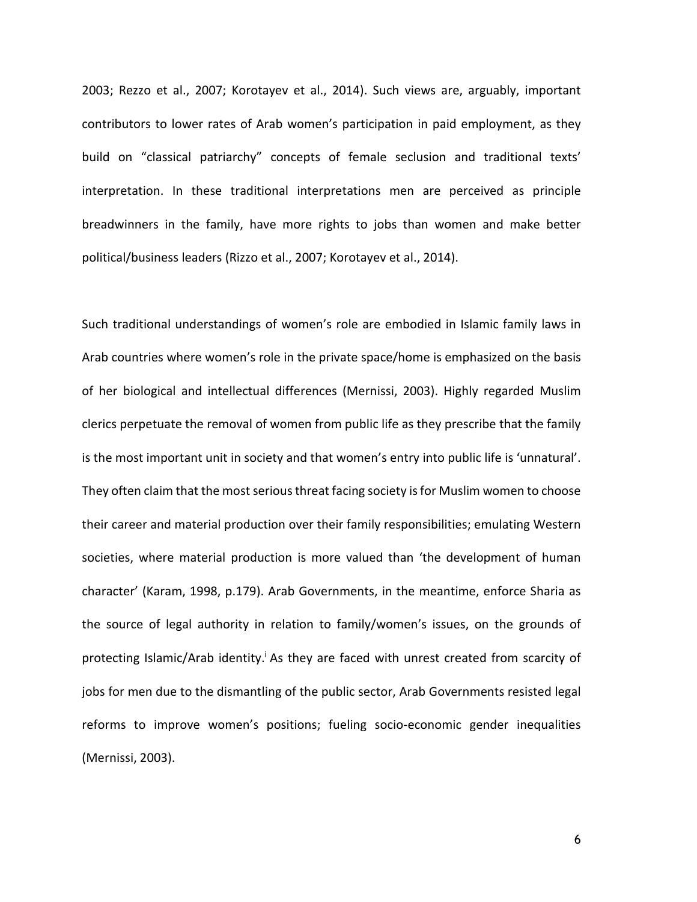2003; Rezzo et al., 2007; Korotayev et al., 2014). Such views are, arguably, important contributors to lower rates of Arab women's participation in paid employment, as they build on "classical patriarchy" concepts of female seclusion and traditional texts' interpretation. In these traditional interpretations men are perceived as principle breadwinners in the family, have more rights to jobs than women and make better political/business leaders (Rizzo et al., 2007; Korotayev et al., 2014).

Such traditional understandings of women's role are embodied in Islamic family laws in Arab countries where women's role in the private space/home is emphasized on the basis of her biological and intellectual differences (Mernissi, 2003). Highly regarded Muslim clerics perpetuate the removal of women from public life as they prescribe that the family is the most important unit in society and that women's entry into public life is 'unnatural'. They often claim that the most serious threat facing society is for Muslim women to choose their career and material production over their family responsibilities; emulating Western societies, where material production is more valued than 'the development of human character' (Karam, 1998, p.179). Arab Governments, in the meantime, enforce Sharia as the source of legal authority in relation to family/women's issues, on the grounds of protecting Islamic/Arab identity.[i] As they are faced with unrest created from scarcity of jobs for men due to the dismantling of the public sector, Arab Governments resisted legal reforms to improve women's positions; fueling socio-economic gender inequalities (Mernissi, 2003).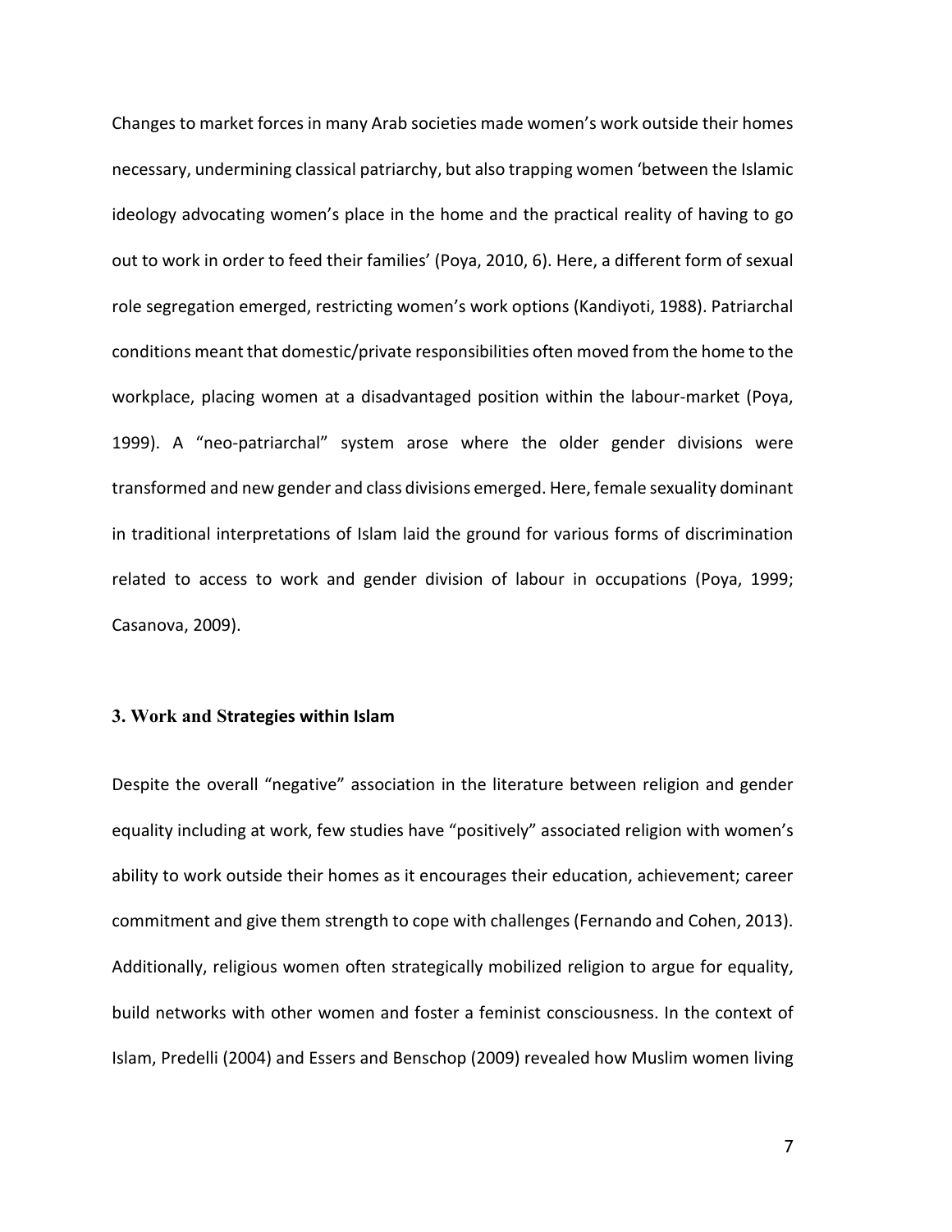Changes to market forces in many Arab societies made women's work outside their homes necessary, undermining classical patriarchy, but also trapping women 'between the Islamic ideology advocating women's place in the home and the practical reality of having to go out to work in order to feed their families' (Poya, 2010, 6). Here, a different form of sexual role segregation emerged, restricting women's work options (Kandiyoti, 1988). Patriarchal conditions meant that domestic/private responsibilities often moved from the home to the workplace, placing women at a disadvantaged position within the labour-market (Poya, 1999). A "neo-patriarchal" system arose where the older gender divisions were transformed and new gender and class divisions emerged. Here, female sexuality dominant in traditional interpretations of Islam laid the ground for various forms of discrimination related to access to work and gender division of labour in occupations (Poya, 1999; Casanova, 2009).

### 3. Work and Strategies within Islam

Despite the overall "negative" association in the literature between religion and gender equality including at work, few studies have "positively" associated religion with women's ability to work outside their homes as it encourages their education, achievement; career commitment and give them strength to cope with challenges (Fernando and Cohen, 2013). Additionally, religious women often strategically mobilized religion to argue for equality, build networks with other women and foster a feminist consciousness. In the context of Islam, Predelli (2004) and Essers and Benschop (2009) revealed how Muslim women living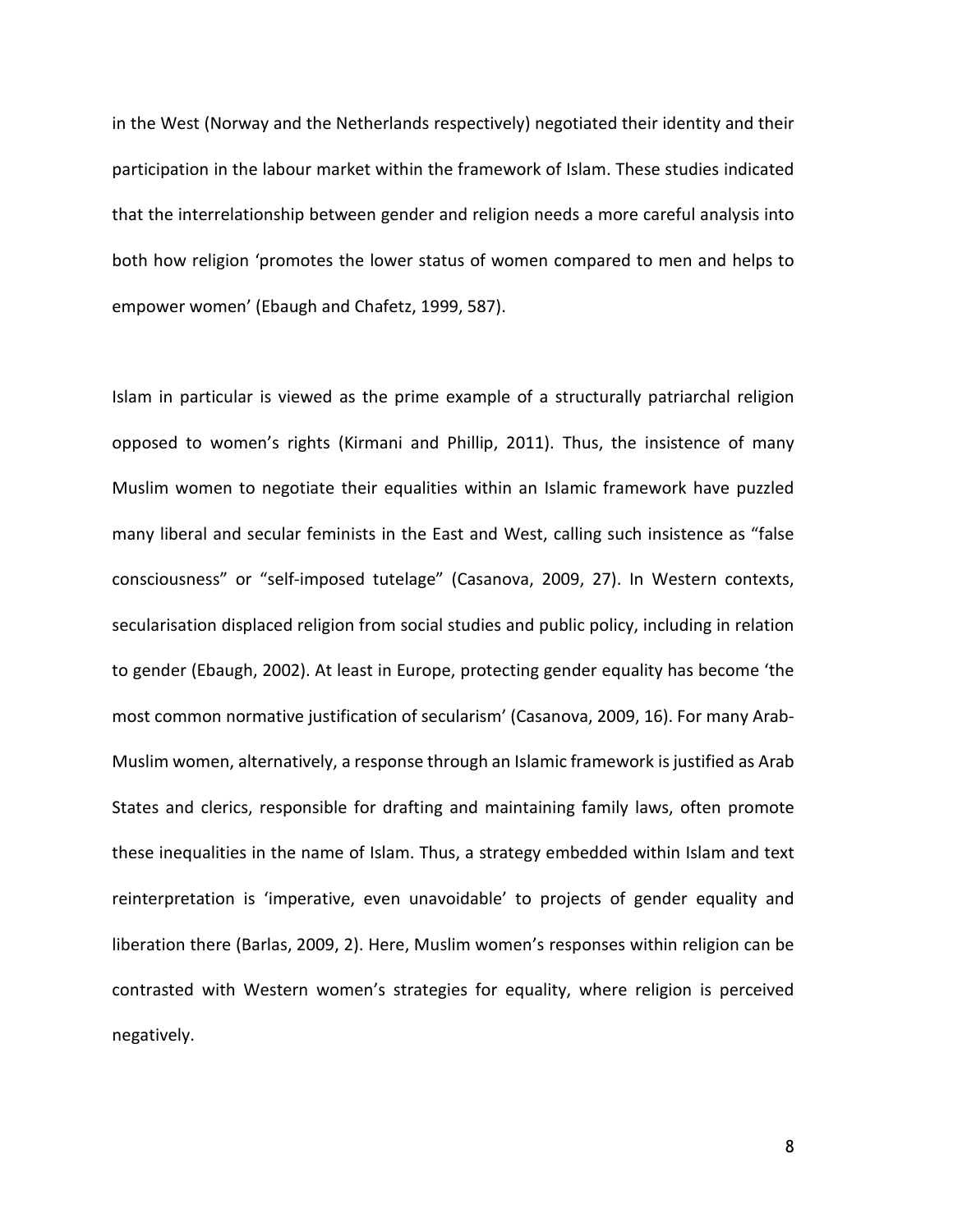in the West (Norway and the Netherlands respectively) negotiated their identity and their participation in the labour market within the framework of Islam. These studies indicated that the interrelationship between gender and religion needs a more careful analysis into both how religion 'promotes the lower status of women compared to men and helps to empower women' (Ebaugh and Chafetz, 1999, 587).

Islam in particular is viewed as the prime example of a structurally patriarchal religion opposed to women's rights (Kirmani and Phillip, 2011). Thus, the insistence of many Muslim women to negotiate their equalities within an Islamic framework have puzzled many liberal and secular feminists in the East and West, calling such insistence as "false consciousness" or "self-imposed tutelage" (Casanova, 2009, 27). In Western contexts, secularisation displaced religion from social studies and public policy, including in relation to gender (Ebaugh, 2002). At least in Europe, protecting gender equality has become 'the most common normative justification of secularism' (Casanova, 2009, 16). For many Arab-Muslim women, alternatively, a response through an Islamic framework is justified as Arab States and clerics, responsible for drafting and maintaining family laws, often promote these inequalities in the name of Islam. Thus, a strategy embedded within Islam and text reinterpretation is 'imperative, even unavoidable' to projects of gender equality and liberation there (Barlas, 2009, 2). Here, Muslim women's responses within religion can be contrasted with Western women's strategies for equality, where religion is perceived negatively.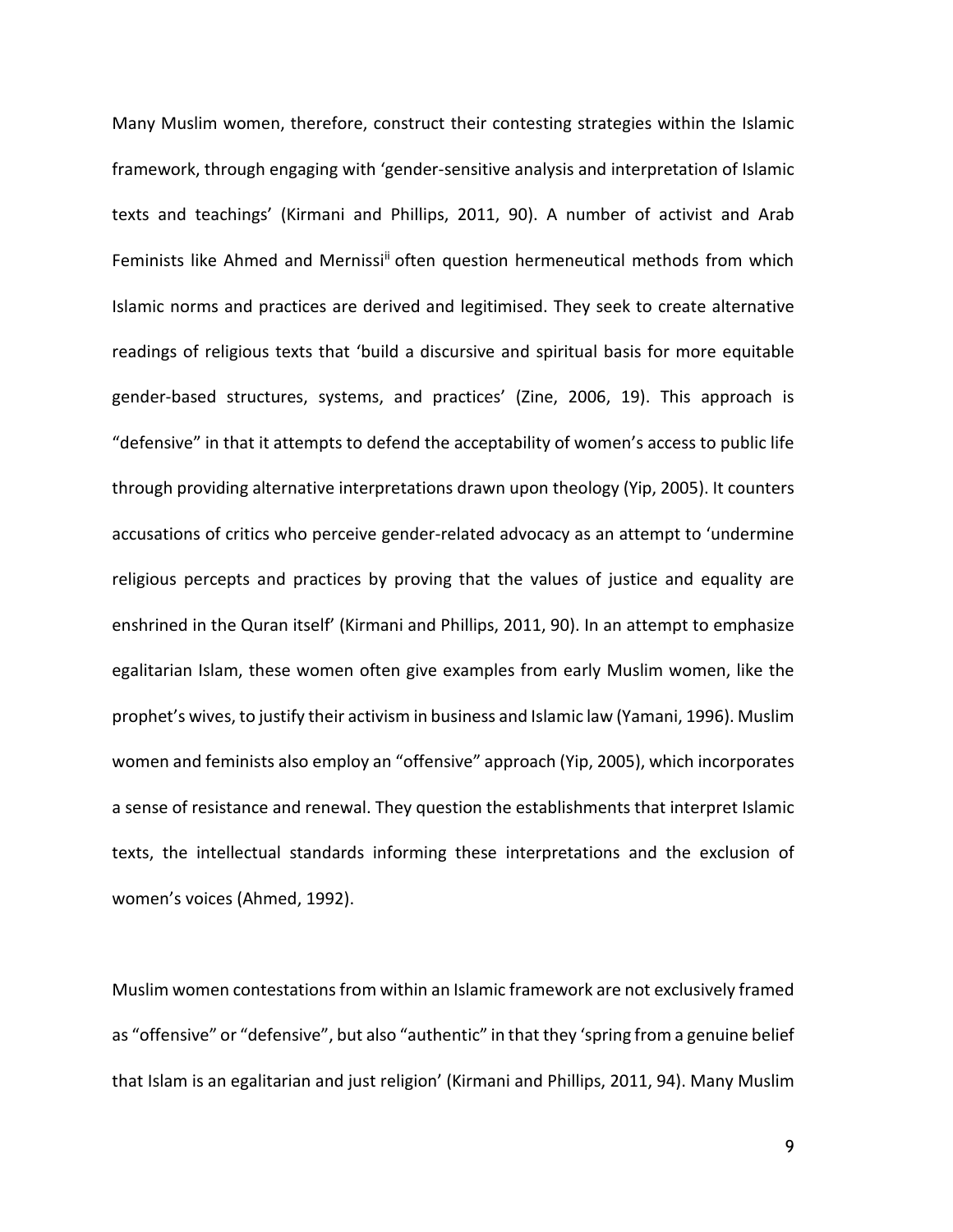Many Muslim women, therefore, construct their contesting strategies within the Islamic framework, through engaging with 'gender-sensitive analysis and interpretation of Islamic texts and teachings' (Kirmani and Phillips, 2011, 90). A number of activist and Arab Feminists like Ahmed and Mernissi[ii] often question hermeneutical methods from which Islamic norms and practices are derived and legitimised. They seek to create alternative readings of religious texts that 'build a discursive and spiritual basis for more equitable gender-based structures, systems, and practices' (Zine, 2006, 19). This approach is "defensive" in that it attempts to defend the acceptability of women's access to public life through providing alternative interpretations drawn upon theology (Yip, 2005). It counters accusations of critics who perceive gender-related advocacy as an attempt to 'undermine religious percepts and practices by proving that the values of justice and equality are enshrined in the Quran itself' (Kirmani and Phillips, 2011, 90). In an attempt to emphasize egalitarian Islam, these women often give examples from early Muslim women, like the prophet's wives, to justify their activism in business and Islamic law (Yamani, 1996). Muslim women and feminists also employ an "offensive" approach (Yip, 2005), which incorporates a sense of resistance and renewal. They question the establishments that interpret Islamic texts, the intellectual standards informing these interpretations and the exclusion of women's voices (Ahmed, 1992).

Muslim women contestations from within an Islamic framework are not exclusively framed as "offensive" or "defensive", but also "authentic" in that they 'spring from a genuine belief that Islam is an egalitarian and just religion' (Kirmani and Phillips, 2011, 94). Many Muslim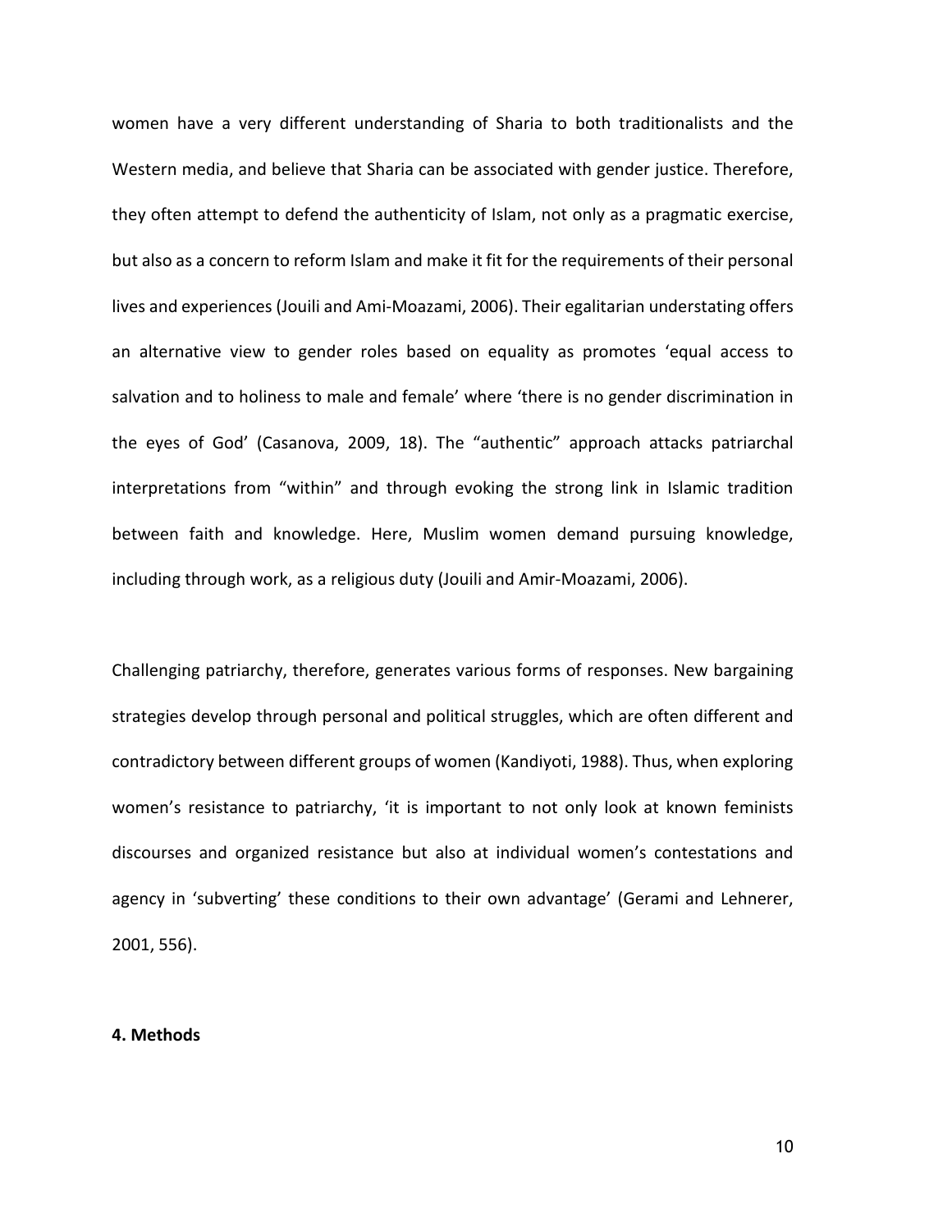women have a very different understanding of Sharia to both traditionalists and the Western media, and believe that Sharia can be associated with gender justice. Therefore, they often attempt to defend the authenticity of Islam, not only as a pragmatic exercise, but also as a concern to reform Islam and make it fit for the requirements of their personal lives and experiences (Jouili and Ami-Moazami, 2006). Their egalitarian understating offers an alternative view to gender roles based on equality as promotes 'equal access to salvation and to holiness to male and female' where 'there is no gender discrimination in the eyes of God' (Casanova, 2009, 18). The "authentic" approach attacks patriarchal interpretations from "within" and through evoking the strong link in Islamic tradition between faith and knowledge. Here, Muslim women demand pursuing knowledge, including through work, as a religious duty (Jouili and Amir-Moazami, 2006).

Challenging patriarchy, therefore, generates various forms of responses. New bargaining strategies develop through personal and political struggles, which are often different and contradictory between different groups of women (Kandiyoti, 1988). Thus, when exploring women's resistance to patriarchy, 'it is important to not only look at known feminists discourses and organized resistance but also at individual women's contestations and agency in 'subverting' these conditions to their own advantage' (Gerami and Lehnerer, 2001, 556).

## 4. Methods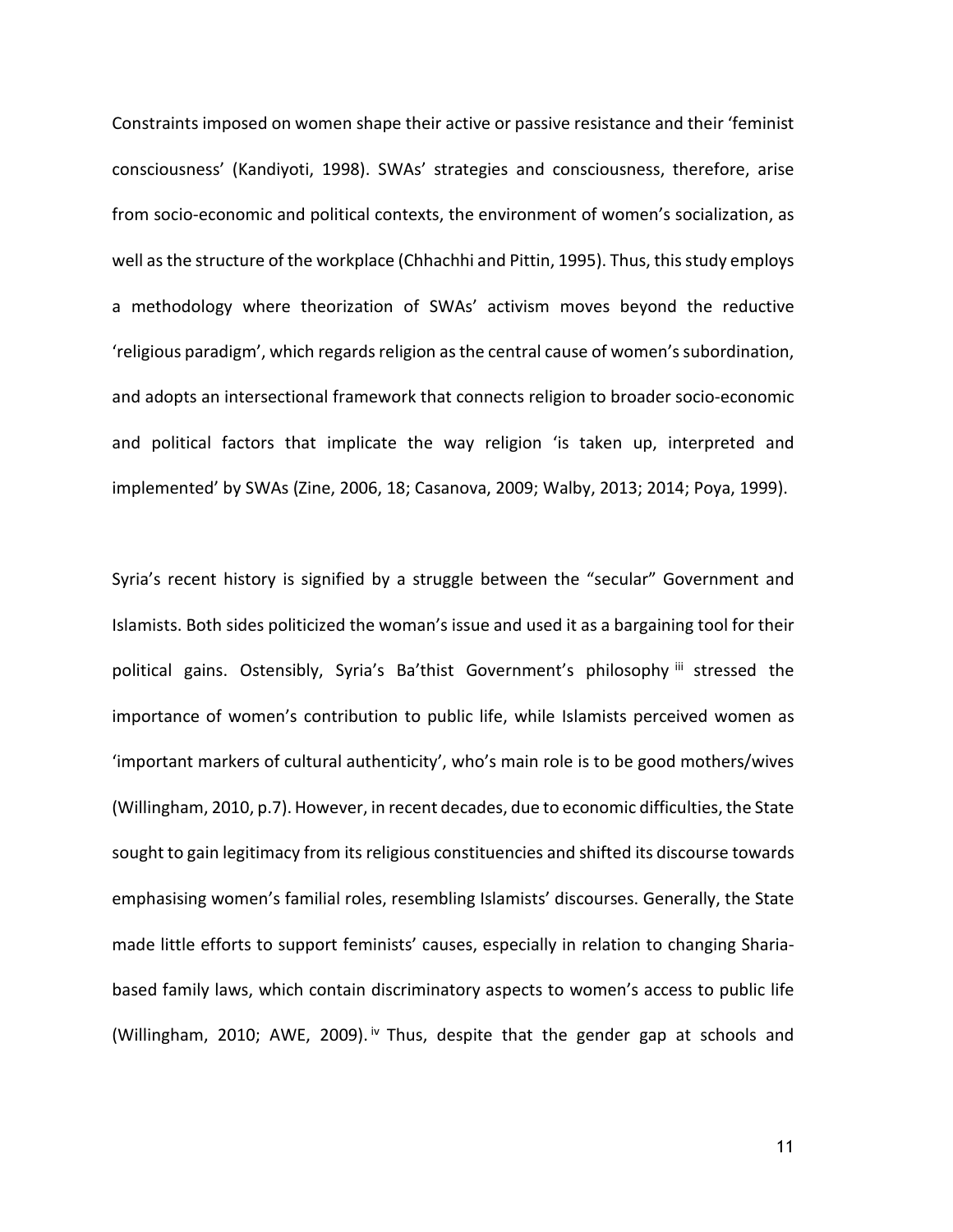Constraints imposed on women shape their active or passive resistance and their 'feminist consciousness' (Kandiyoti, 1998). SWAs' strategies and consciousness, therefore, arise from socio-economic and political contexts, the environment of women's socialization, as well as the structure of the workplace (Chhachhi and Pittin, 1995). Thus, this study employs a methodology where theorization of SWAs' activism moves beyond the reductive 'religious paradigm', which regards religion as the central cause of women's subordination, and adopts an intersectional framework that connects religion to broader socio-economic and political factors that implicate the way religion 'is taken up, interpreted and implemented' by SWAs (Zine, 2006, 18; Casanova, 2009; Walby, 2013; 2014; Poya, 1999).

Syria's recent history is signified by a struggle between the "secular" Government and Islamists. Both sides politicized the woman's issue and used it as a bargaining tool for their political gains. Ostensibly, Syria's Ba'thist Government's philosophy [iii] stressed the importance of women's contribution to public life, while Islamists perceived women as 'important markers of cultural authenticity', who's main role is to be good mothers/wives (Willingham, 2010, p.7). However, in recent decades, due to economic difficulties, the State sought to gain legitimacy from its religious constituencies and shifted its discourse towards emphasising women's familial roles, resembling Islamists' discourses. Generally, the State made little efforts to support feminists' causes, especially in relation to changing Sharia-based family laws, which contain discriminatory aspects to women's access to public life (Willingham, 2010; AWE, 2009). [iv] Thus, despite that the gender gap at schools and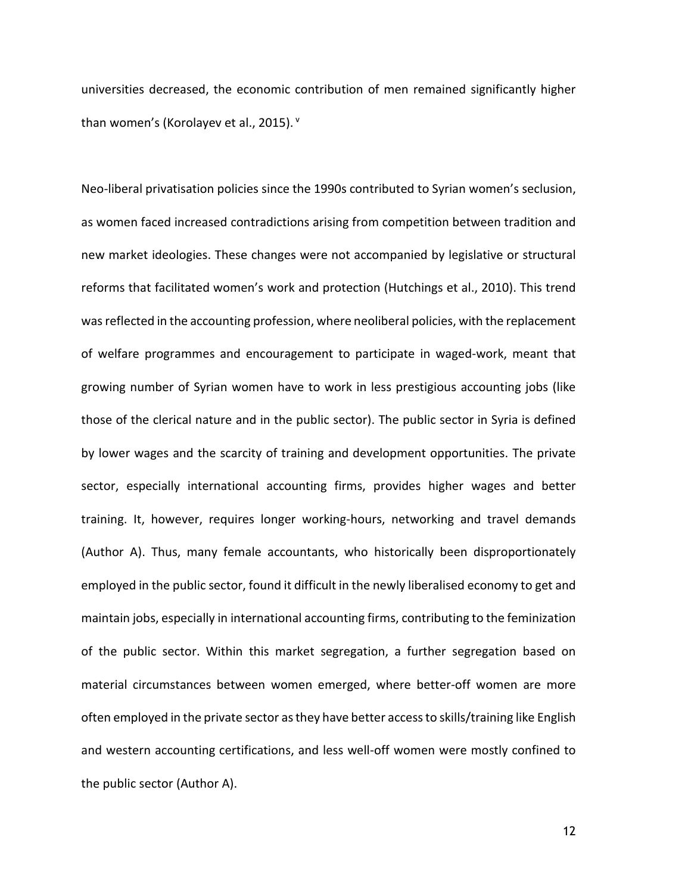universities decreased, the economic contribution of men remained significantly higher than women's (Korolayev et al., 2015). [v]

Neo-liberal privatisation policies since the 1990s contributed to Syrian women's seclusion, as women faced increased contradictions arising from competition between tradition and new market ideologies. These changes were not accompanied by legislative or structural reforms that facilitated women's work and protection (Hutchings et al., 2010). This trend was reflected in the accounting profession, where neoliberal policies, with the replacement of welfare programmes and encouragement to participate in waged-work, meant that growing number of Syrian women have to work in less prestigious accounting jobs (like those of the clerical nature and in the public sector). The public sector in Syria is defined by lower wages and the scarcity of training and development opportunities. The private sector, especially international accounting firms, provides higher wages and better training. It, however, requires longer working-hours, networking and travel demands (Author A). Thus, many female accountants, who historically been disproportionately employed in the public sector, found it difficult in the newly liberalised economy to get and maintain jobs, especially in international accounting firms, contributing to the feminization of the public sector. Within this market segregation, a further segregation based on material circumstances between women emerged, where better-off women are more often employed in the private sector as they have better access to skills/training like English and western accounting certifications, and less well-off women were mostly confined to the public sector (Author A).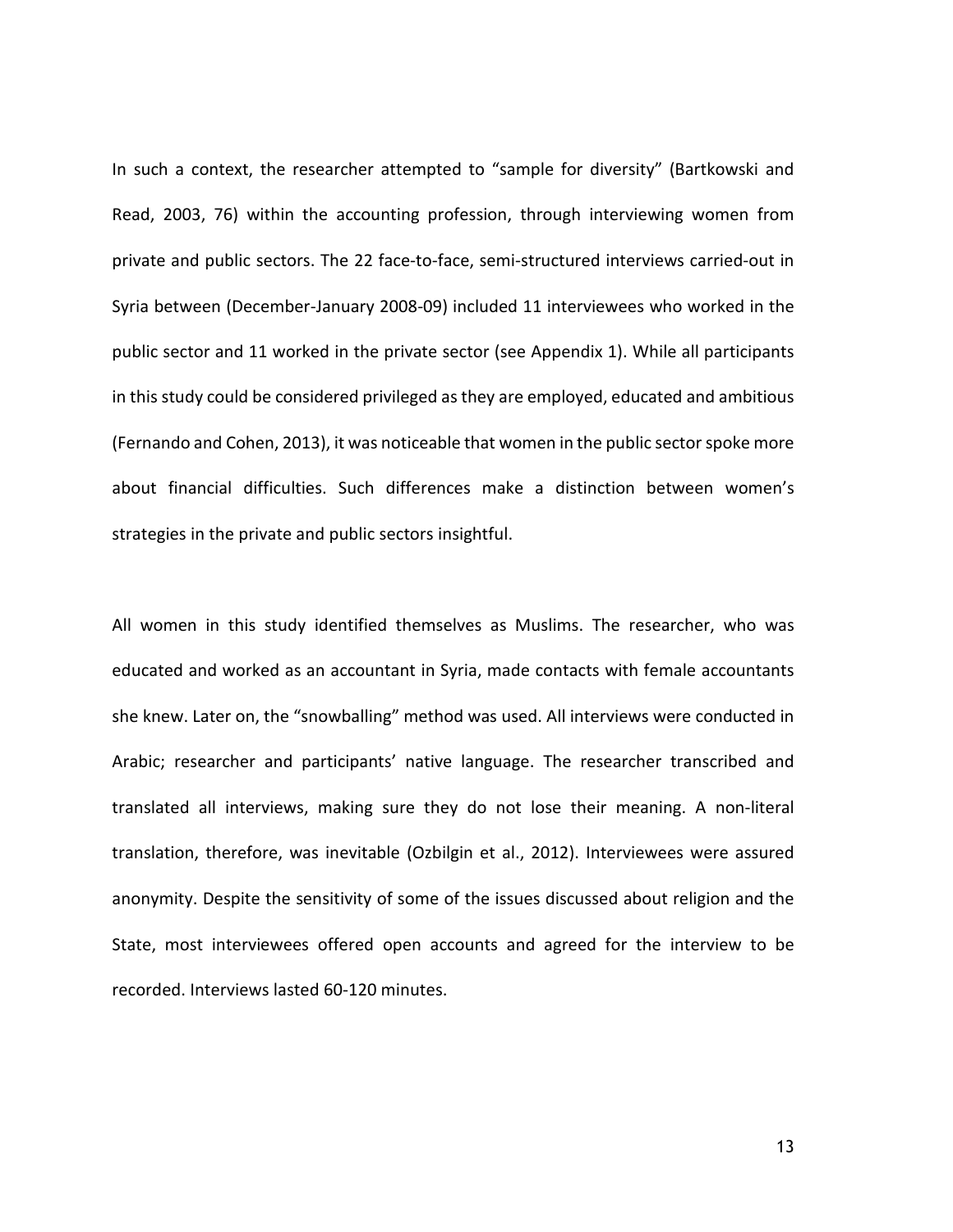In such a context, the researcher attempted to "sample for diversity" (Bartkowski and Read, 2003, 76) within the accounting profession, through interviewing women from private and public sectors. The 22 face-to-face, semi-structured interviews carried-out in Syria between (December-January 2008-09) included 11 interviewees who worked in the public sector and 11 worked in the private sector (see Appendix 1). While all participants in this study could be considered privileged as they are employed, educated and ambitious (Fernando and Cohen, 2013), it was noticeable that women in the public sector spoke more about financial difficulties. Such differences make a distinction between women's strategies in the private and public sectors insightful.

All women in this study identified themselves as Muslims. The researcher, who was educated and worked as an accountant in Syria, made contacts with female accountants she knew. Later on, the "snowballing" method was used. All interviews were conducted in Arabic; researcher and participants' native language. The researcher transcribed and translated all interviews, making sure they do not lose their meaning. A non-literal translation, therefore, was inevitable (Ozbilgin et al., 2012). Interviewees were assured anonymity. Despite the sensitivity of some of the issues discussed about religion and the State, most interviewees offered open accounts and agreed for the interview to be recorded. Interviews lasted 60-120 minutes.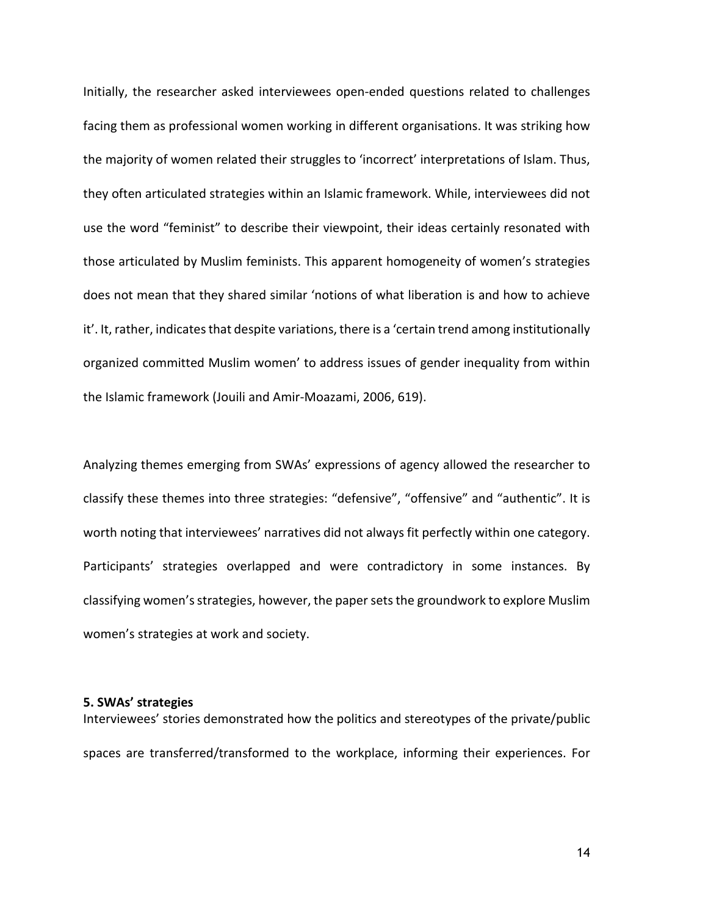Initially, the researcher asked interviewees open-ended questions related to challenges facing them as professional women working in different organisations. It was striking how the majority of women related their struggles to 'incorrect' interpretations of Islam. Thus, they often articulated strategies within an Islamic framework. While, interviewees did not use the word "feminist" to describe their viewpoint, their ideas certainly resonated with those articulated by Muslim feminists. This apparent homogeneity of women's strategies does not mean that they shared similar 'notions of what liberation is and how to achieve it'. It, rather, indicates that despite variations, there is a 'certain trend among institutionally organized committed Muslim women' to address issues of gender inequality from within the Islamic framework (Jouili and Amir-Moazami, 2006, 619).

Analyzing themes emerging from SWAs' expressions of agency allowed the researcher to classify these themes into three strategies: "defensive", "offensive" and "authentic". It is worth noting that interviewees' narratives did not always fit perfectly within one category. Participants' strategies overlapped and were contradictory in some instances. By classifying women's strategies, however, the paper sets the groundwork to explore Muslim women's strategies at work and society.

## 5. SWAs' strategies

Interviewees' stories demonstrated how the politics and stereotypes of the private/public spaces are transferred/transformed to the workplace, informing their experiences. For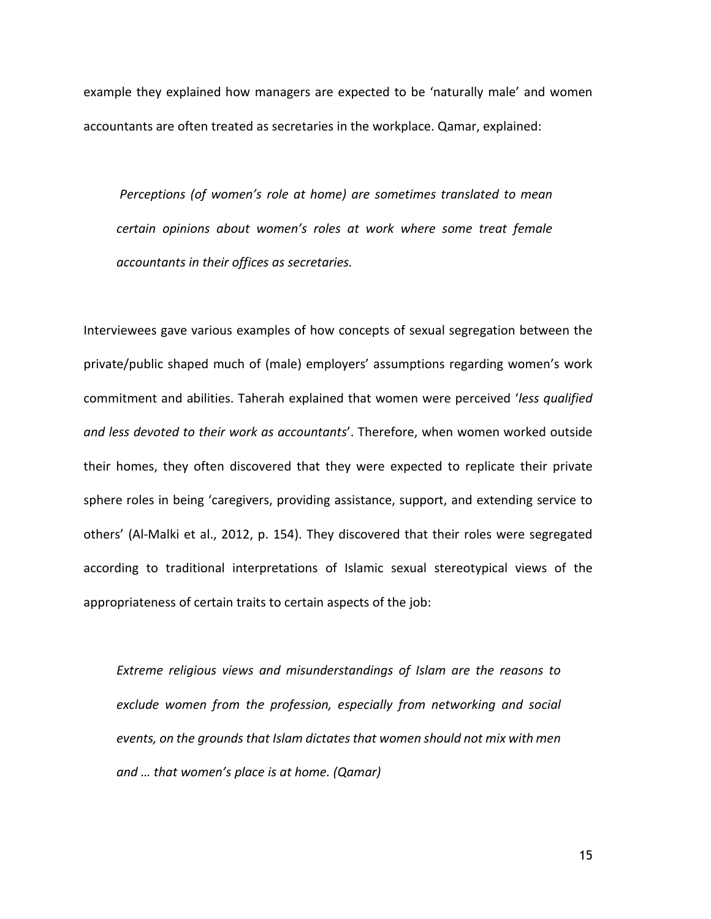example they explained how managers are expected to be 'naturally male' and women accountants are often treated as secretaries in the workplace. Qamar, explained:

> *Perceptions (of women's role at home) are sometimes translated to mean certain opinions about women's roles at work where some treat female accountants in their offices as secretaries.*

Interviewees gave various examples of how concepts of sexual segregation between the private/public shaped much of (male) employers' assumptions regarding women's work commitment and abilities. Taherah explained that women were perceived '*less qualified and less devoted to their work as accountants*'. Therefore, when women worked outside their homes, they often discovered that they were expected to replicate their private sphere roles in being 'caregivers, providing assistance, support, and extending service to others' (Al-Malki et al., 2012, p. 154). They discovered that their roles were segregated according to traditional interpretations of Islamic sexual stereotypical views of the appropriateness of certain traits to certain aspects of the job:

> *Extreme religious views and misunderstandings of Islam are the reasons to exclude women from the profession, especially from networking and social events, on the grounds that Islam dictates that women should not mix with men and … that women's place is at home. (Qamar)*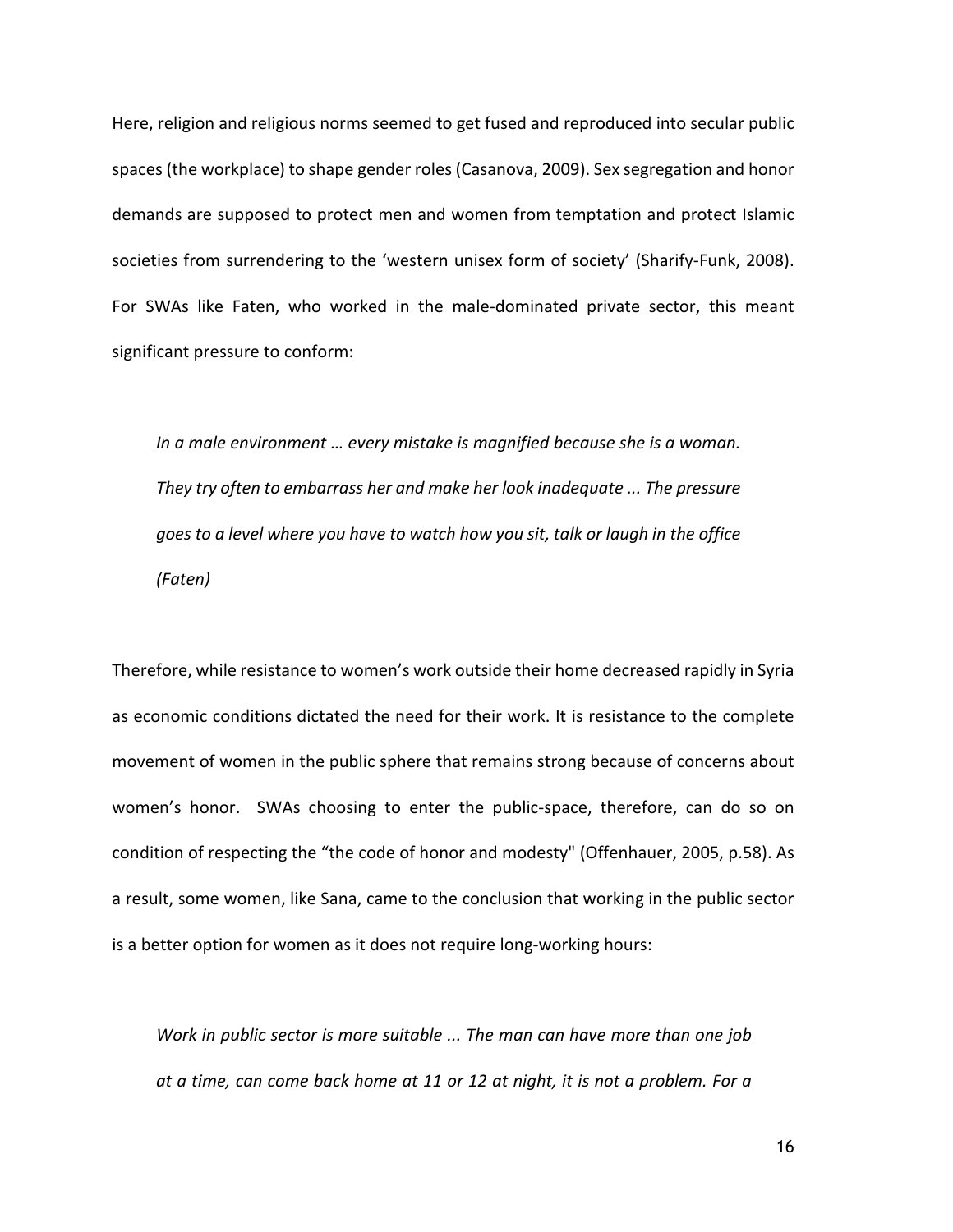Here, religion and religious norms seemed to get fused and reproduced into secular public spaces (the workplace) to shape gender roles (Casanova, 2009). Sex segregation and honor demands are supposed to protect men and women from temptation and protect Islamic societies from surrendering to the 'western unisex form of society' (Sharify-Funk, 2008). For SWAs like Faten, who worked in the male-dominated private sector, this meant significant pressure to conform:

> *In a male environment … every mistake is magnified because she is a woman. They try often to embarrass her and make her look inadequate ... The pressure goes to a level where you have to watch how you sit, talk or laugh in the office (Faten)*

Therefore, while resistance to women's work outside their home decreased rapidly in Syria as economic conditions dictated the need for their work. It is resistance to the complete movement of women in the public sphere that remains strong because of concerns about women's honor. SWAs choosing to enter the public-space, therefore, can do so on condition of respecting the "the code of honor and modesty" (Offenhauer, 2005, p.58). As a result, some women, like Sana, came to the conclusion that working in the public sector is a better option for women as it does not require long-working hours:

> *Work in public sector is more suitable ... The man can have more than one job at a time, can come back home at 11 or 12 at night, it is not a problem. For a*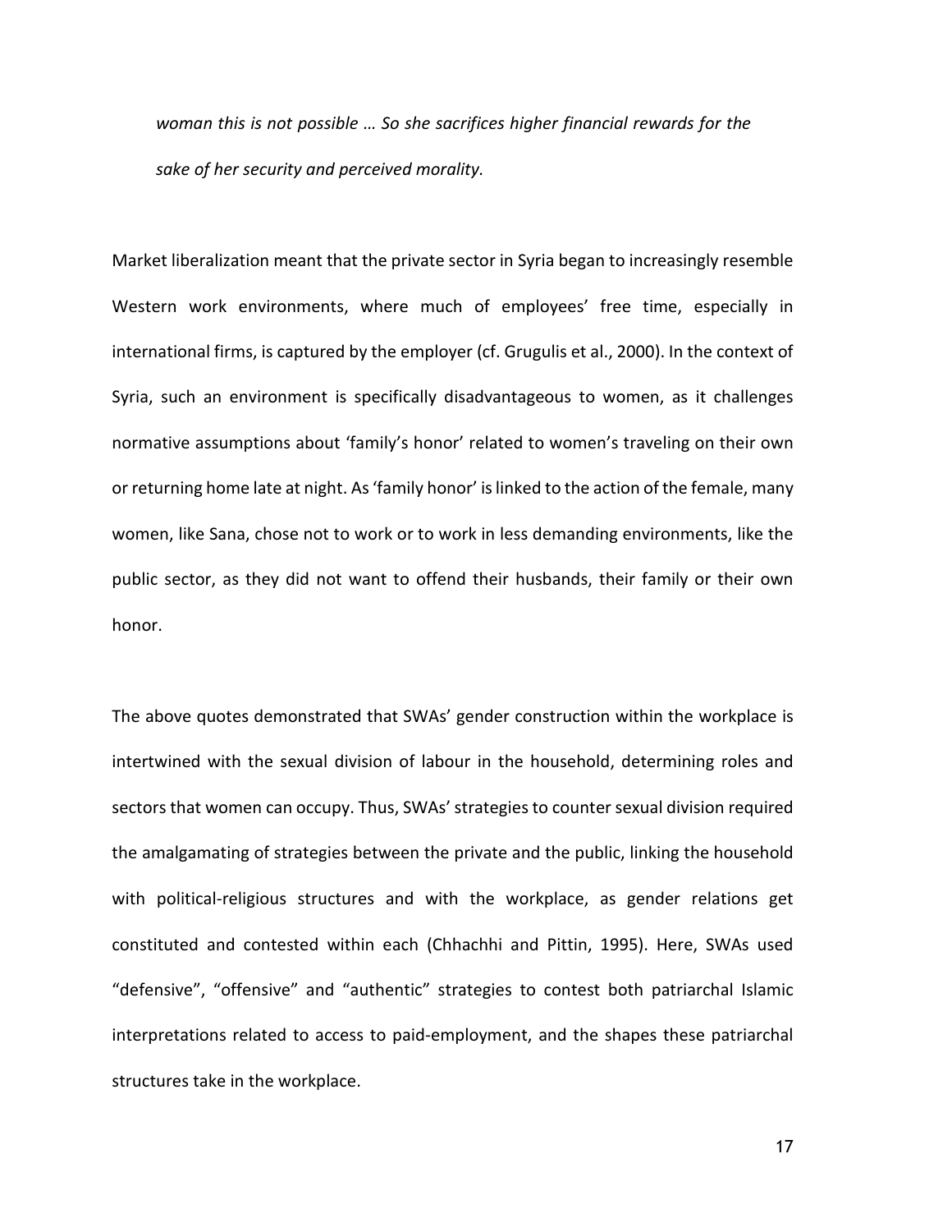*woman this is not possible … So she sacrifices higher financial rewards for the sake of her security and perceived morality.*

Market liberalization meant that the private sector in Syria began to increasingly resemble Western work environments, where much of employees' free time, especially in international firms, is captured by the employer (cf. Grugulis et al., 2000). In the context of Syria, such an environment is specifically disadvantageous to women, as it challenges normative assumptions about 'family's honor' related to women's traveling on their own or returning home late at night. As 'family honor' is linked to the action of the female, many women, like Sana, chose not to work or to work in less demanding environments, like the public sector, as they did not want to offend their husbands, their family or their own honor.

The above quotes demonstrated that SWAs' gender construction within the workplace is intertwined with the sexual division of labour in the household, determining roles and sectors that women can occupy. Thus, SWAs' strategies to counter sexual division required the amalgamating of strategies between the private and the public, linking the household with political-religious structures and with the workplace, as gender relations get constituted and contested within each (Chhachhi and Pittin, 1995). Here, SWAs used "defensive", "offensive" and "authentic" strategies to contest both patriarchal Islamic interpretations related to access to paid-employment, and the shapes these patriarchal structures take in the workplace.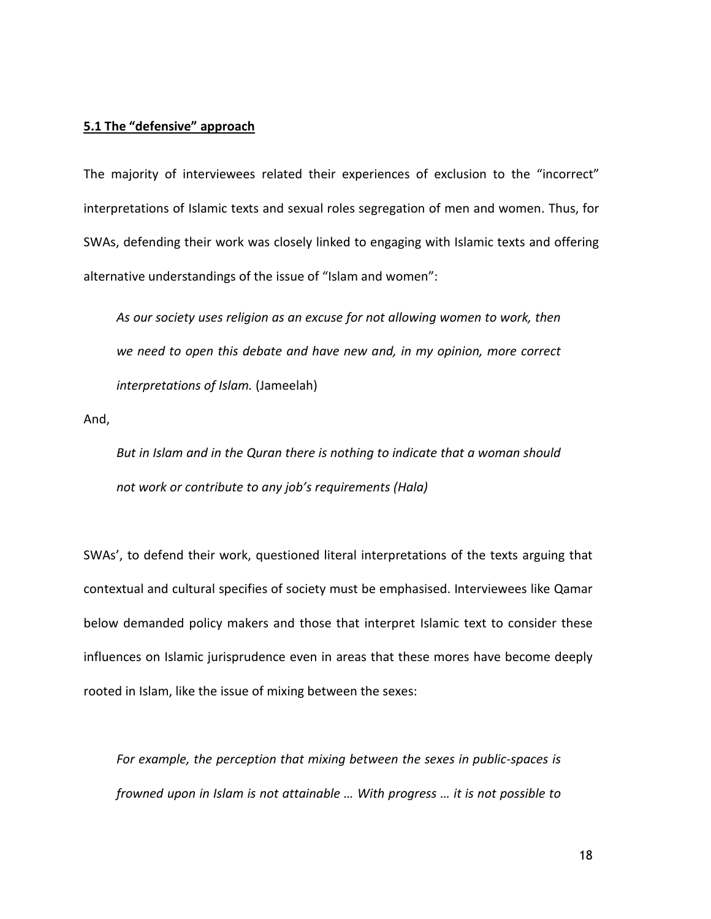**5.1 The "defensive" approach**

The majority of interviewees related their experiences of exclusion to the "incorrect" interpretations of Islamic texts and sexual roles segregation of men and women. Thus, for SWAs, defending their work was closely linked to engaging with Islamic texts and offering alternative understandings of the issue of "Islam and women":

> *As our society uses religion as an excuse for not allowing women to work, then we need to open this debate and have new and, in my opinion, more correct interpretations of Islam.* (Jameelah)

And,

> *But in Islam and in the Quran there is nothing to indicate that a woman should not work or contribute to any job's requirements (Hala)*

SWAs', to defend their work, questioned literal interpretations of the texts arguing that contextual and cultural specifies of society must be emphasised. Interviewees like Qamar below demanded policy makers and those that interpret Islamic text to consider these influences on Islamic jurisprudence even in areas that these mores have become deeply rooted in Islam, like the issue of mixing between the sexes:

> *For example, the perception that mixing between the sexes in public-spaces is frowned upon in Islam is not attainable … With progress … it is not possible to*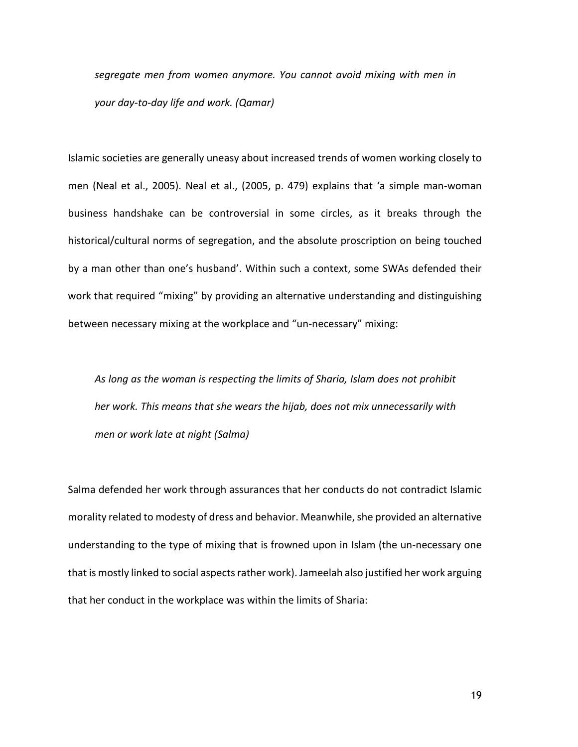*segregate men from women anymore. You cannot avoid mixing with men in your day-to-day life and work. (Qamar)*

Islamic societies are generally uneasy about increased trends of women working closely to men (Neal et al., 2005). Neal et al., (2005, p. 479) explains that 'a simple man-woman business handshake can be controversial in some circles, as it breaks through the historical/cultural norms of segregation, and the absolute proscription on being touched by a man other than one's husband'. Within such a context, some SWAs defended their work that required "mixing" by providing an alternative understanding and distinguishing between necessary mixing at the workplace and "un-necessary" mixing:

*As long as the woman is respecting the limits of Sharia, Islam does not prohibit her work. This means that she wears the hijab, does not mix unnecessarily with men or work late at night (Salma)*

Salma defended her work through assurances that her conducts do not contradict Islamic morality related to modesty of dress and behavior. Meanwhile, she provided an alternative understanding to the type of mixing that is frowned upon in Islam (the un-necessary one that is mostly linked to social aspects rather work). Jameelah also justified her work arguing that her conduct in the workplace was within the limits of Sharia: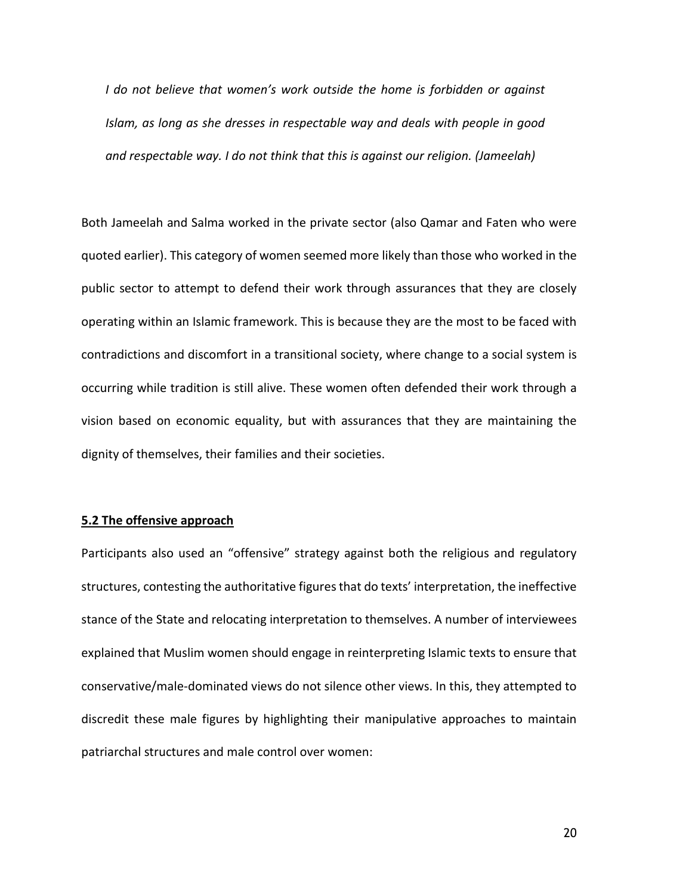*I do not believe that women's work outside the home is forbidden or against Islam, as long as she dresses in respectable way and deals with people in good and respectable way. I do not think that this is against our religion. (Jameelah)*

Both Jameelah and Salma worked in the private sector (also Qamar and Faten who were quoted earlier). This category of women seemed more likely than those who worked in the public sector to attempt to defend their work through assurances that they are closely operating within an Islamic framework. This is because they are the most to be faced with contradictions and discomfort in a transitional society, where change to a social system is occurring while tradition is still alive. These women often defended their work through a vision based on economic equality, but with assurances that they are maintaining the dignity of themselves, their families and their societies.

### **5.2 The offensive approach**

Participants also used an "offensive" strategy against both the religious and regulatory structures, contesting the authoritative figures that do texts' interpretation, the ineffective stance of the State and relocating interpretation to themselves. A number of interviewees explained that Muslim women should engage in reinterpreting Islamic texts to ensure that conservative/male-dominated views do not silence other views. In this, they attempted to discredit these male figures by highlighting their manipulative approaches to maintain patriarchal structures and male control over women: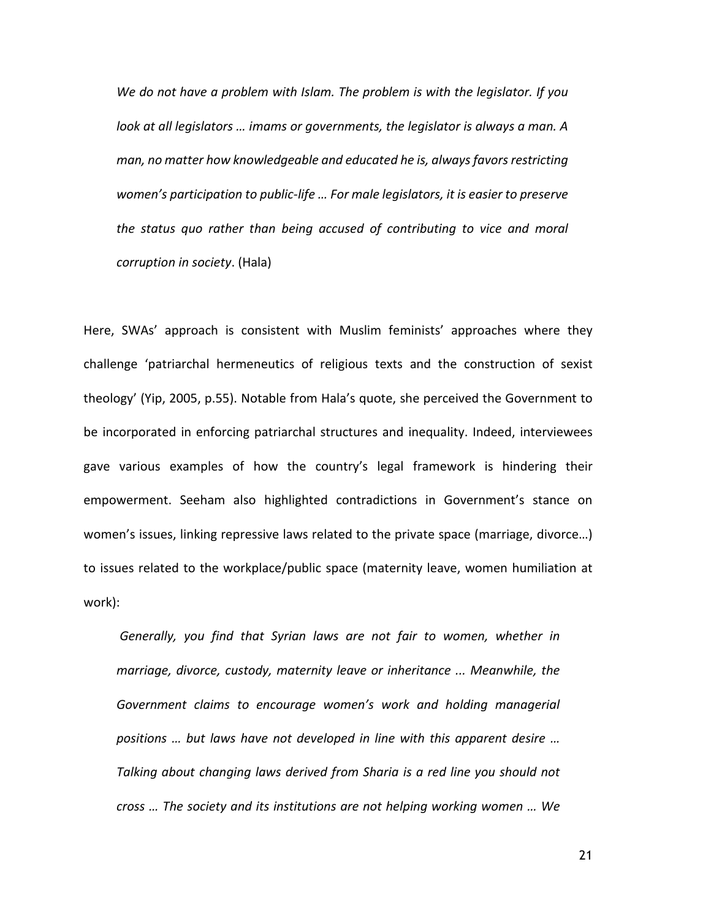> *We do not have a problem with Islam. The problem is with the legislator. If you look at all legislators … imams or governments, the legislator is always a man. A man, no matter how knowledgeable and educated he is, always favors restricting women's participation to public-life … For male legislators, it is easier to preserve the status quo rather than being accused of contributing to vice and moral corruption in society*. (Hala)

Here, SWAs' approach is consistent with Muslim feminists' approaches where they challenge 'patriarchal hermeneutics of religious texts and the construction of sexist theology' (Yip, 2005, p.55). Notable from Hala's quote, she perceived the Government to be incorporated in enforcing patriarchal structures and inequality. Indeed, interviewees gave various examples of how the country's legal framework is hindering their empowerment. Seeham also highlighted contradictions in Government's stance on women's issues, linking repressive laws related to the private space (marriage, divorce…) to issues related to the workplace/public space (maternity leave, women humiliation at work):

> *Generally, you find that Syrian laws are not fair to women, whether in marriage, divorce, custody, maternity leave or inheritance ... Meanwhile, the Government claims to encourage women's work and holding managerial positions … but laws have not developed in line with this apparent desire … Talking about changing laws derived from Sharia is a red line you should not cross … The society and its institutions are not helping working women … We*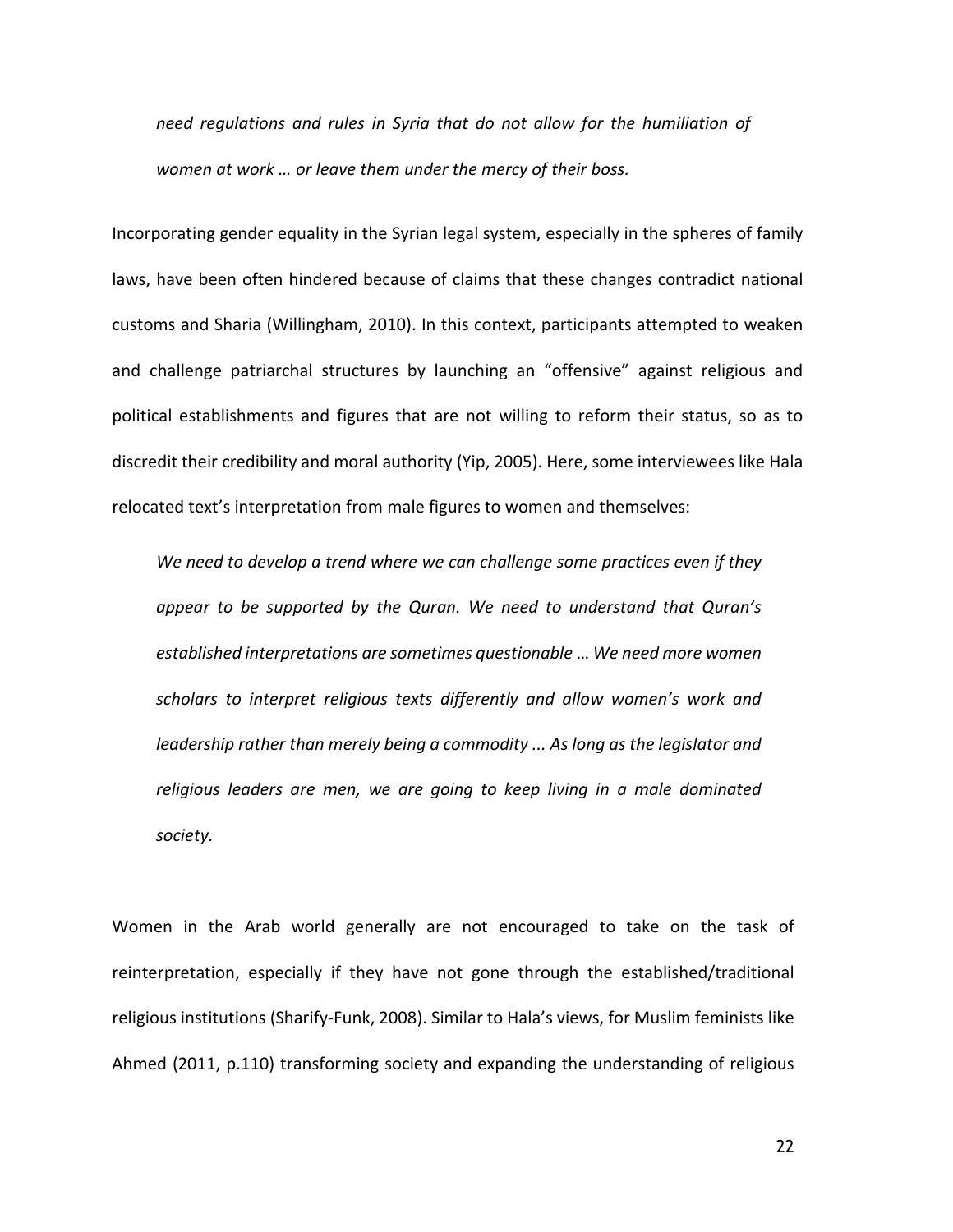*need regulations and rules in Syria that do not allow for the humiliation of women at work … or leave them under the mercy of their boss.*

Incorporating gender equality in the Syrian legal system, especially in the spheres of family laws, have been often hindered because of claims that these changes contradict national customs and Sharia (Willingham, 2010). In this context, participants attempted to weaken and challenge patriarchal structures by launching an "offensive" against religious and political establishments and figures that are not willing to reform their status, so as to discredit their credibility and moral authority (Yip, 2005). Here, some interviewees like Hala relocated text's interpretation from male figures to women and themselves:

> *We need to develop a trend where we can challenge some practices even if they appear to be supported by the Quran. We need to understand that Quran's established interpretations are sometimes questionable … We need more women scholars to interpret religious texts differently and allow women's work and leadership rather than merely being a commodity ... As long as the legislator and religious leaders are men, we are going to keep living in a male dominated society.*

Women in the Arab world generally are not encouraged to take on the task of reinterpretation, especially if they have not gone through the established/traditional religious institutions (Sharify-Funk, 2008). Similar to Hala's views, for Muslim feminists like Ahmed (2011, p.110) transforming society and expanding the understanding of religious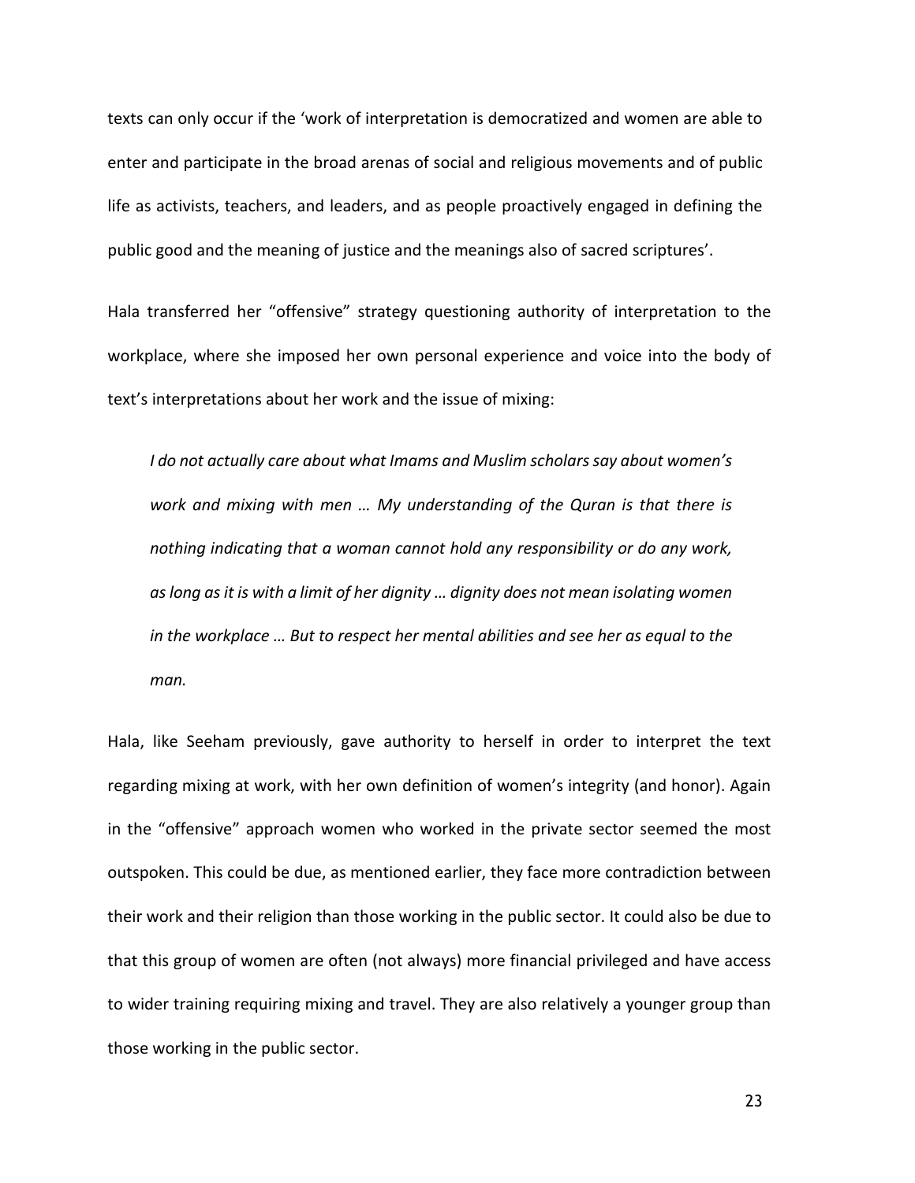texts can only occur if the 'work of interpretation is democratized and women are able to enter and participate in the broad arenas of social and religious movements and of public life as activists, teachers, and leaders, and as people proactively engaged in defining the public good and the meaning of justice and the meanings also of sacred scriptures'.

Hala transferred her "offensive" strategy questioning authority of interpretation to the workplace, where she imposed her own personal experience and voice into the body of text's interpretations about her work and the issue of mixing:

> *I do not actually care about what Imams and Muslim scholars say about women's work and mixing with men … My understanding of the Quran is that there is nothing indicating that a woman cannot hold any responsibility or do any work, as long as it is with a limit of her dignity … dignity does not mean isolating women in the workplace … But to respect her mental abilities and see her as equal to the man.*

Hala, like Seeham previously, gave authority to herself in order to interpret the text regarding mixing at work, with her own definition of women's integrity (and honor). Again in the "offensive" approach women who worked in the private sector seemed the most outspoken. This could be due, as mentioned earlier, they face more contradiction between their work and their religion than those working in the public sector. It could also be due to that this group of women are often (not always) more financial privileged and have access to wider training requiring mixing and travel. They are also relatively a younger group than those working in the public sector.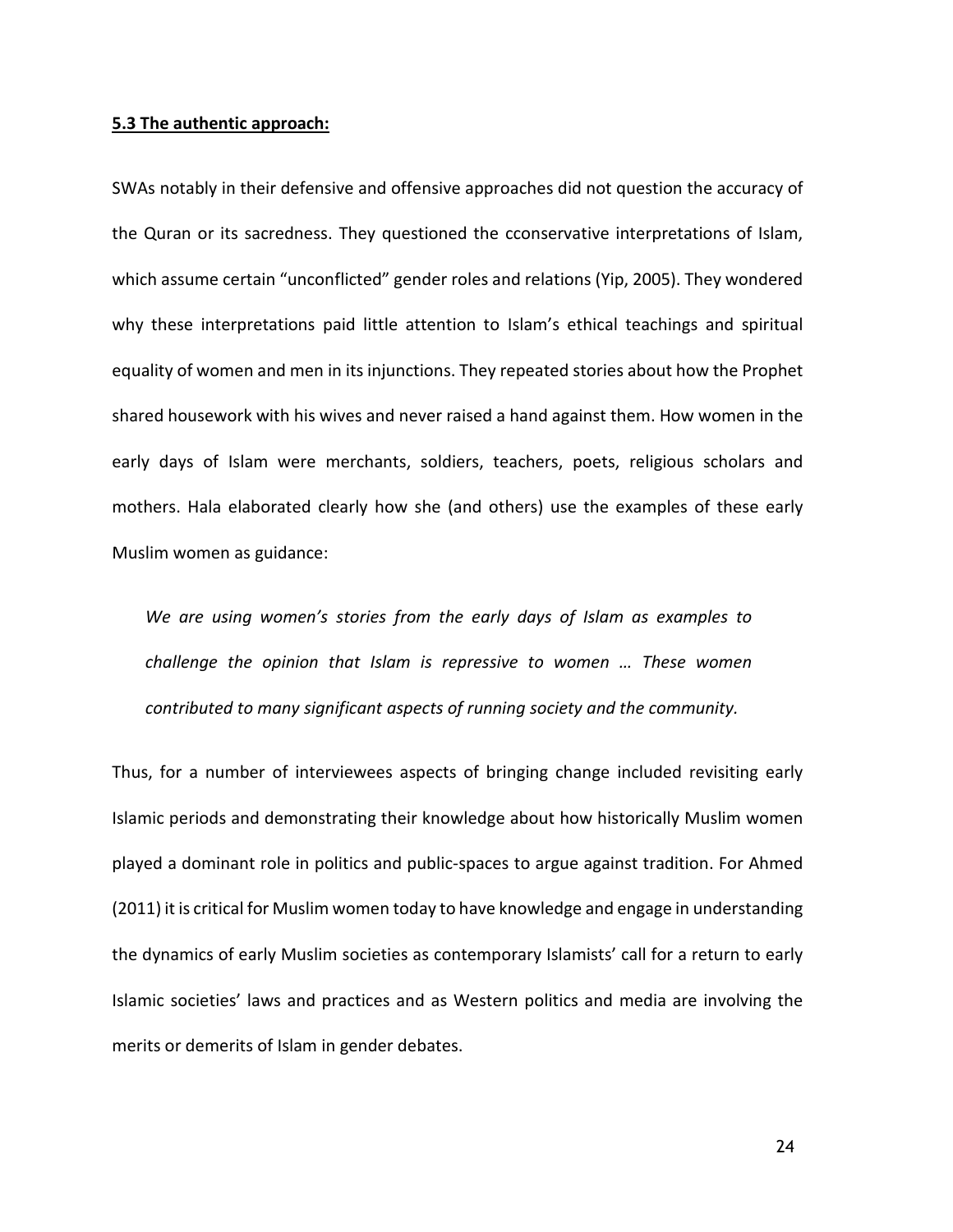**5.3 The authentic approach:**

SWAs notably in their defensive and offensive approaches did not question the accuracy of the Quran or its sacredness. They questioned the cconservative interpretations of Islam, which assume certain "unconflicted" gender roles and relations (Yip, 2005). They wondered why these interpretations paid little attention to Islam's ethical teachings and spiritual equality of women and men in its injunctions. They repeated stories about how the Prophet shared housework with his wives and never raised a hand against them. How women in the early days of Islam were merchants, soldiers, teachers, poets, religious scholars and mothers. Hala elaborated clearly how she (and others) use the examples of these early Muslim women as guidance:

> *We are using women's stories from the early days of Islam as examples to challenge the opinion that Islam is repressive to women … These women contributed to many significant aspects of running society and the community.*

Thus, for a number of interviewees aspects of bringing change included revisiting early Islamic periods and demonstrating their knowledge about how historically Muslim women played a dominant role in politics and public-spaces to argue against tradition. For Ahmed (2011) it is critical for Muslim women today to have knowledge and engage in understanding the dynamics of early Muslim societies as contemporary Islamists' call for a return to early Islamic societies' laws and practices and as Western politics and media are involving the merits or demerits of Islam in gender debates.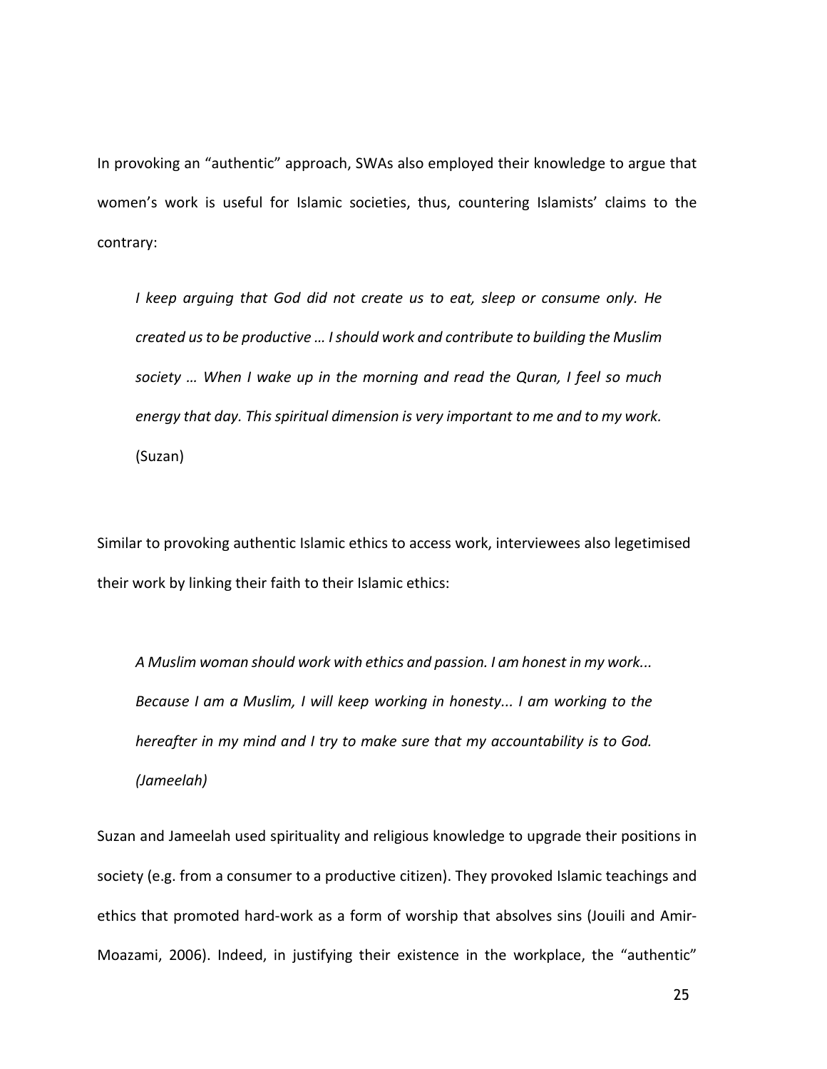In provoking an "authentic" approach, SWAs also employed their knowledge to argue that women's work is useful for Islamic societies, thus, countering Islamists' claims to the contrary:

> *I keep arguing that God did not create us to eat, sleep or consume only. He created us to be productive … I should work and contribute to building the Muslim society … When I wake up in the morning and read the Quran, I feel so much energy that day. This spiritual dimension is very important to me and to my work.* (Suzan)

Similar to provoking authentic Islamic ethics to access work, interviewees also legetimised their work by linking their faith to their Islamic ethics:

> *A Muslim woman should work with ethics and passion. I am honest in my work... Because I am a Muslim, I will keep working in honesty... I am working to the hereafter in my mind and I try to make sure that my accountability is to God. (Jameelah)*

Suzan and Jameelah used spirituality and religious knowledge to upgrade their positions in society (e.g. from a consumer to a productive citizen). They provoked Islamic teachings and ethics that promoted hard-work as a form of worship that absolves sins (Jouili and Amir-Moazami, 2006). Indeed, in justifying their existence in the workplace, the "authentic"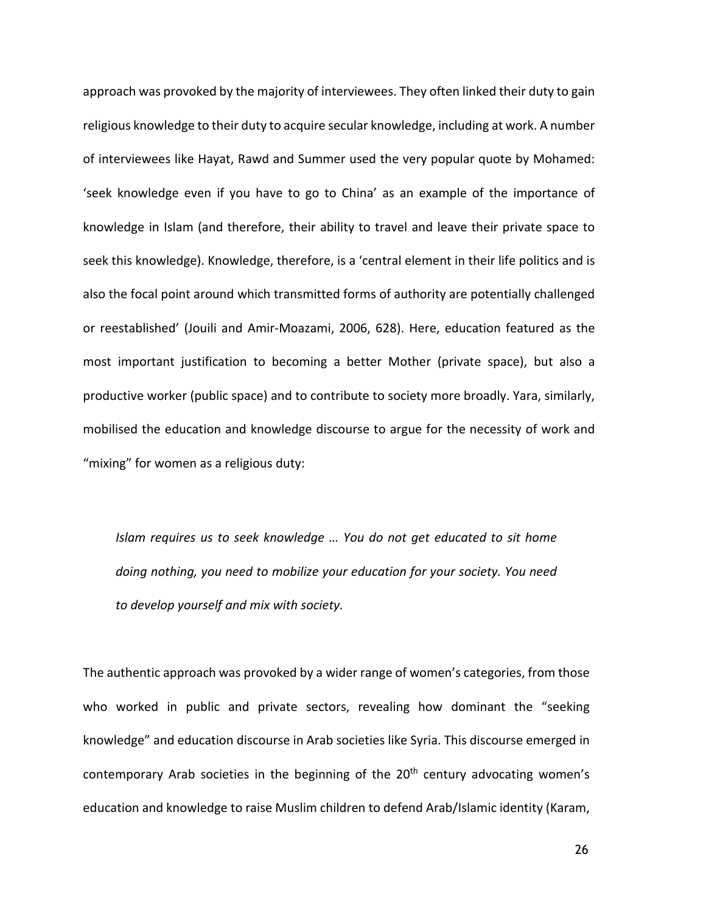approach was provoked by the majority of interviewees. They often linked their duty to gain religious knowledge to their duty to acquire secular knowledge, including at work. A number of interviewees like Hayat, Rawd and Summer used the very popular quote by Mohamed: 'seek knowledge even if you have to go to China' as an example of the importance of knowledge in Islam (and therefore, their ability to travel and leave their private space to seek this knowledge). Knowledge, therefore, is a 'central element in their life politics and is also the focal point around which transmitted forms of authority are potentially challenged or reestablished' (Jouili and Amir-Moazami, 2006, 628). Here, education featured as the most important justification to becoming a better Mother (private space), but also a productive worker (public space) and to contribute to society more broadly. Yara, similarly, mobilised the education and knowledge discourse to argue for the necessity of work and "mixing" for women as a religious duty:

> *Islam requires us to seek knowledge … You do not get educated to sit home doing nothing, you need to mobilize your education for your society. You need to develop yourself and mix with society.*

The authentic approach was provoked by a wider range of women's categories, from those who worked in public and private sectors, revealing how dominant the "seeking knowledge" and education discourse in Arab societies like Syria. This discourse emerged in contemporary Arab societies in the beginning of the 20th century advocating women's education and knowledge to raise Muslim children to defend Arab/Islamic identity (Karam,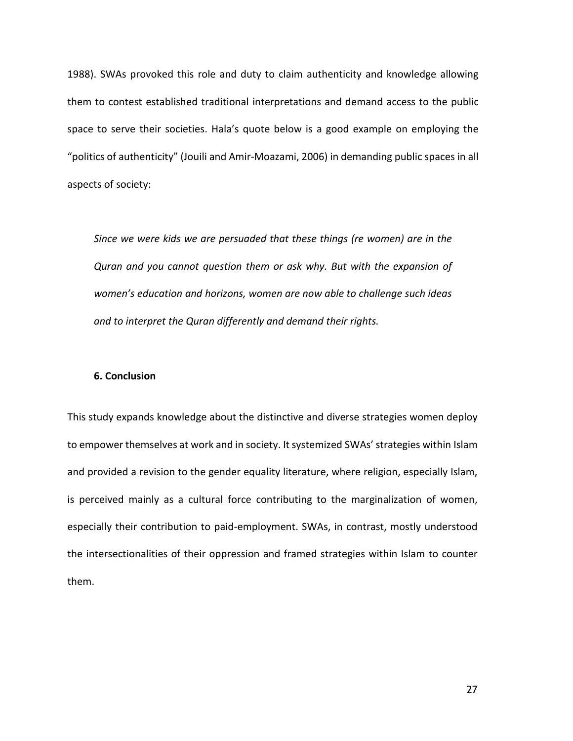1988). SWAs provoked this role and duty to claim authenticity and knowledge allowing them to contest established traditional interpretations and demand access to the public space to serve their societies. Hala's quote below is a good example on employing the "politics of authenticity" (Jouili and Amir-Moazami, 2006) in demanding public spaces in all aspects of society:

> *Since we were kids we are persuaded that these things (re women) are in the Quran and you cannot question them or ask why. But with the expansion of women's education and horizons, women are now able to challenge such ideas and to interpret the Quran differently and demand their rights.*

### 6. Conclusion

This study expands knowledge about the distinctive and diverse strategies women deploy to empower themselves at work and in society. It systemized SWAs' strategies within Islam and provided a revision to the gender equality literature, where religion, especially Islam, is perceived mainly as a cultural force contributing to the marginalization of women, especially their contribution to paid-employment. SWAs, in contrast, mostly understood the intersectionalities of their oppression and framed strategies within Islam to counter them.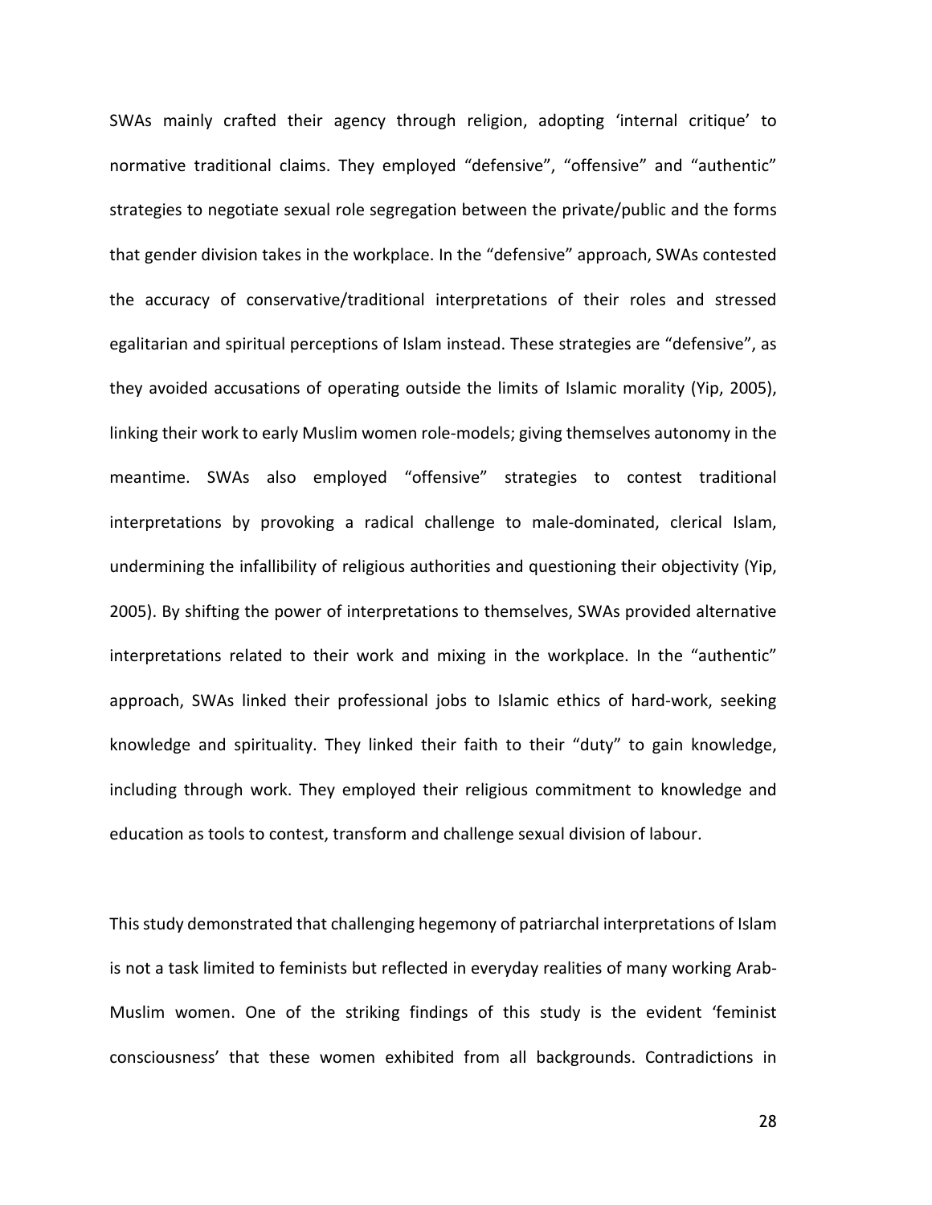SWAs mainly crafted their agency through religion, adopting 'internal critique' to normative traditional claims. They employed "defensive", "offensive" and "authentic" strategies to negotiate sexual role segregation between the private/public and the forms that gender division takes in the workplace. In the "defensive" approach, SWAs contested the accuracy of conservative/traditional interpretations of their roles and stressed egalitarian and spiritual perceptions of Islam instead. These strategies are "defensive", as they avoided accusations of operating outside the limits of Islamic morality (Yip, 2005), linking their work to early Muslim women role-models; giving themselves autonomy in the meantime. SWAs also employed "offensive" strategies to contest traditional interpretations by provoking a radical challenge to male-dominated, clerical Islam, undermining the infallibility of religious authorities and questioning their objectivity (Yip, 2005). By shifting the power of interpretations to themselves, SWAs provided alternative interpretations related to their work and mixing in the workplace. In the "authentic" approach, SWAs linked their professional jobs to Islamic ethics of hard-work, seeking knowledge and spirituality. They linked their faith to their "duty" to gain knowledge, including through work. They employed their religious commitment to knowledge and education as tools to contest, transform and challenge sexual division of labour.

This study demonstrated that challenging hegemony of patriarchal interpretations of Islam is not a task limited to feminists but reflected in everyday realities of many working Arab-Muslim women. One of the striking findings of this study is the evident 'feminist consciousness' that these women exhibited from all backgrounds. Contradictions in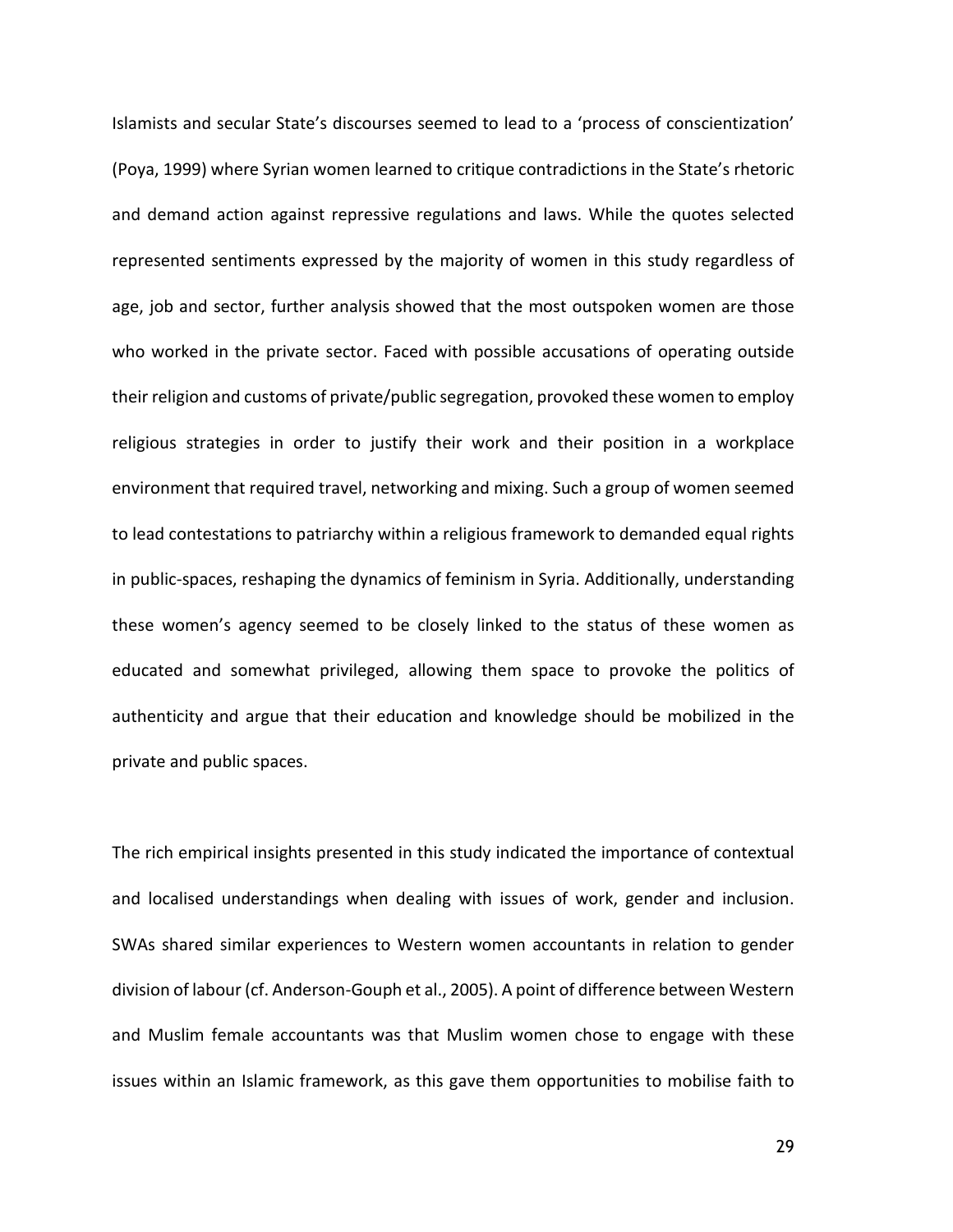Islamists and secular State's discourses seemed to lead to a 'process of conscientization' (Poya, 1999) where Syrian women learned to critique contradictions in the State's rhetoric and demand action against repressive regulations and laws. While the quotes selected represented sentiments expressed by the majority of women in this study regardless of age, job and sector, further analysis showed that the most outspoken women are those who worked in the private sector. Faced with possible accusations of operating outside their religion and customs of private/public segregation, provoked these women to employ religious strategies in order to justify their work and their position in a workplace environment that required travel, networking and mixing. Such a group of women seemed to lead contestations to patriarchy within a religious framework to demanded equal rights in public-spaces, reshaping the dynamics of feminism in Syria. Additionally, understanding these women's agency seemed to be closely linked to the status of these women as educated and somewhat privileged, allowing them space to provoke the politics of authenticity and argue that their education and knowledge should be mobilized in the private and public spaces.

The rich empirical insights presented in this study indicated the importance of contextual and localised understandings when dealing with issues of work, gender and inclusion. SWAs shared similar experiences to Western women accountants in relation to gender division of labour (cf. Anderson-Gouph et al., 2005). A point of difference between Western and Muslim female accountants was that Muslim women chose to engage with these issues within an Islamic framework, as this gave them opportunities to mobilise faith to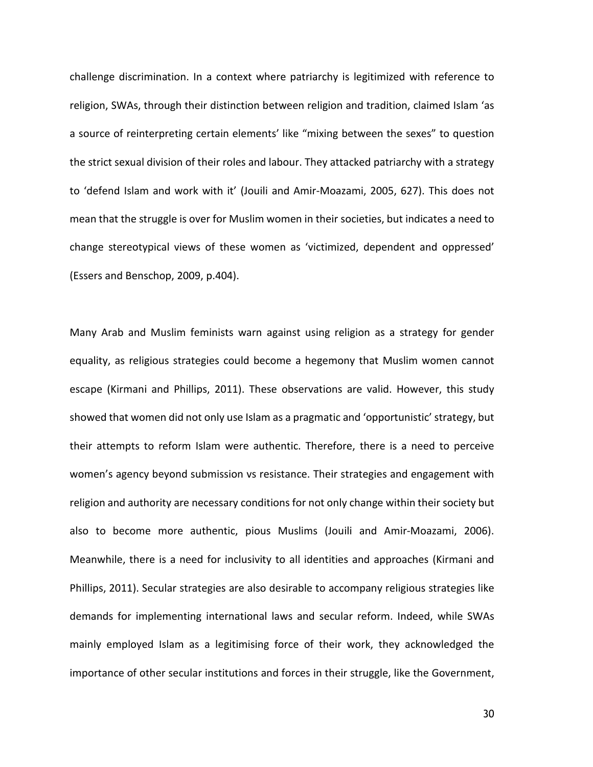challenge discrimination. In a context where patriarchy is legitimized with reference to religion, SWAs, through their distinction between religion and tradition, claimed Islam 'as a source of reinterpreting certain elements' like "mixing between the sexes" to question the strict sexual division of their roles and labour. They attacked patriarchy with a strategy to 'defend Islam and work with it' (Jouili and Amir-Moazami, 2005, 627). This does not mean that the struggle is over for Muslim women in their societies, but indicates a need to change stereotypical views of these women as 'victimized, dependent and oppressed' (Essers and Benschop, 2009, p.404).

Many Arab and Muslim feminists warn against using religion as a strategy for gender equality, as religious strategies could become a hegemony that Muslim women cannot escape (Kirmani and Phillips, 2011). These observations are valid. However, this study showed that women did not only use Islam as a pragmatic and 'opportunistic' strategy, but their attempts to reform Islam were authentic. Therefore, there is a need to perceive women's agency beyond submission vs resistance. Their strategies and engagement with religion and authority are necessary conditions for not only change within their society but also to become more authentic, pious Muslims (Jouili and Amir-Moazami, 2006). Meanwhile, there is a need for inclusivity to all identities and approaches (Kirmani and Phillips, 2011). Secular strategies are also desirable to accompany religious strategies like demands for implementing international laws and secular reform. Indeed, while SWAs mainly employed Islam as a legitimising force of their work, they acknowledged the importance of other secular institutions and forces in their struggle, like the Government,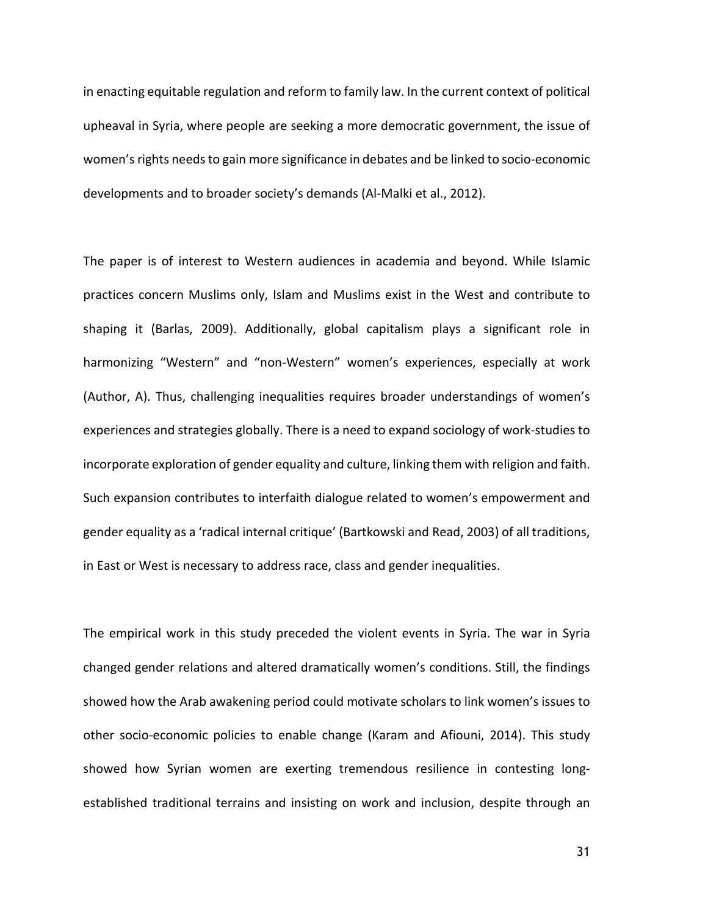in enacting equitable regulation and reform to family law. In the current context of political upheaval in Syria, where people are seeking a more democratic government, the issue of women's rights needs to gain more significance in debates and be linked to socio-economic developments and to broader society's demands (Al-Malki et al., 2012).

The paper is of interest to Western audiences in academia and beyond. While Islamic practices concern Muslims only, Islam and Muslims exist in the West and contribute to shaping it (Barlas, 2009). Additionally, global capitalism plays a significant role in harmonizing "Western" and "non-Western" women's experiences, especially at work (Author, A). Thus, challenging inequalities requires broader understandings of women's experiences and strategies globally. There is a need to expand sociology of work-studies to incorporate exploration of gender equality and culture, linking them with religion and faith. Such expansion contributes to interfaith dialogue related to women's empowerment and gender equality as a 'radical internal critique' (Bartkowski and Read, 2003) of all traditions, in East or West is necessary to address race, class and gender inequalities.

The empirical work in this study preceded the violent events in Syria. The war in Syria changed gender relations and altered dramatically women's conditions. Still, the findings showed how the Arab awakening period could motivate scholars to link women's issues to other socio-economic policies to enable change (Karam and Afiouni, 2014). This study showed how Syrian women are exerting tremendous resilience in contesting long-established traditional terrains and insisting on work and inclusion, despite through an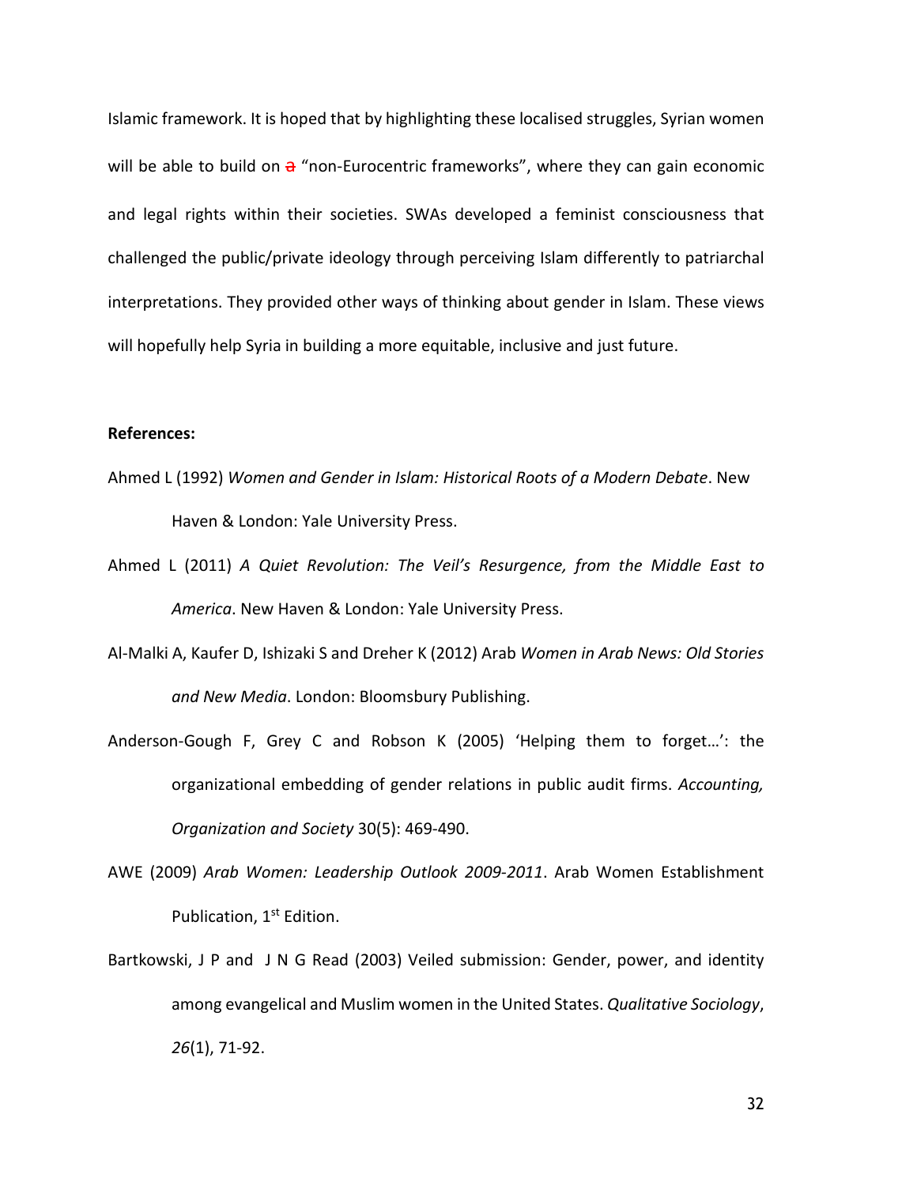Islamic framework. It is hoped that by highlighting these localised struggles, Syrian women will be able to build on ~~a~~ "non-Eurocentric frameworks", where they can gain economic and legal rights within their societies. SWAs developed a feminist consciousness that challenged the public/private ideology through perceiving Islam differently to patriarchal interpretations. They provided other ways of thinking about gender in Islam. These views will hopefully help Syria in building a more equitable, inclusive and just future.

**References:**

Ahmed L (1992) *Women and Gender in Islam: Historical Roots of a Modern Debate*. New Haven & London: Yale University Press.

Ahmed L (2011) *A Quiet Revolution: The Veil's Resurgence, from the Middle East to America*. New Haven & London: Yale University Press.

Al-Malki A, Kaufer D, Ishizaki S and Dreher K (2012) Arab *Women in Arab News: Old Stories and New Media*. London: Bloomsbury Publishing.

Anderson-Gough F, Grey C and Robson K (2005) 'Helping them to forget…': the organizational embedding of gender relations in public audit firms. *Accounting, Organization and Society* 30(5): 469-490.

AWE (2009) *Arab Women: Leadership Outlook 2009-2011*. Arab Women Establishment Publication, 1st Edition.

Bartkowski, J P and J N G Read (2003) Veiled submission: Gender, power, and identity among evangelical and Muslim women in the United States. *Qualitative Sociology*, *26*(1), 71-92.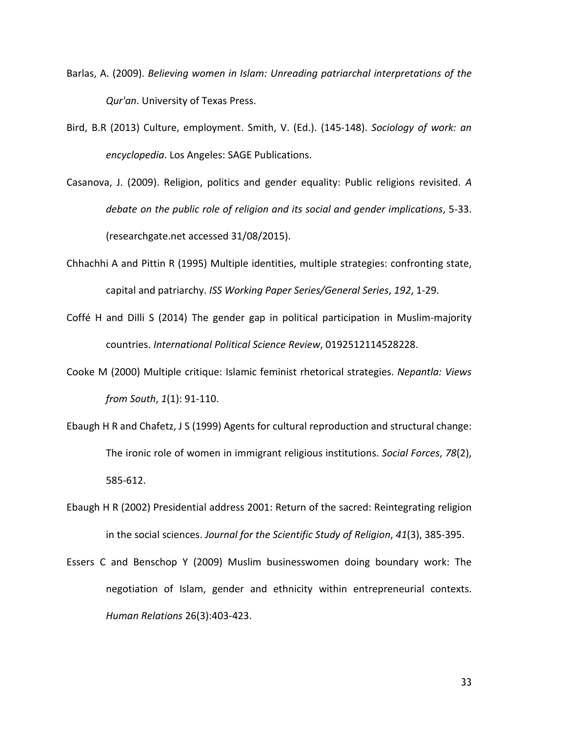Barlas, A. (2009). *Believing women in Islam: Unreading patriarchal interpretations of the Qur'an*. University of Texas Press.

Bird, B.R (2013) Culture, employment. Smith, V. (Ed.). (145-148). *Sociology of work: an encyclopedia*. Los Angeles: SAGE Publications.

Casanova, J. (2009). Religion, politics and gender equality: Public religions revisited. *A debate on the public role of religion and its social and gender implications*, 5-33. (researchgate.net accessed 31/08/2015).

Chhachhi A and Pittin R (1995) Multiple identities, multiple strategies: confronting state, capital and patriarchy. *ISS Working Paper Series/General Series*, *192*, 1-29.

Coffé H and Dilli S (2014) The gender gap in political participation in Muslim-majority countries. *International Political Science Review*, 0192512114528228.

Cooke M (2000) Multiple critique: Islamic feminist rhetorical strategies. *Nepantla: Views from South*, *1*(1): 91-110.

Ebaugh H R and Chafetz, J S (1999) Agents for cultural reproduction and structural change: The ironic role of women in immigrant religious institutions. *Social Forces*, *78*(2), 585-612.

Ebaugh H R (2002) Presidential address 2001: Return of the sacred: Reintegrating religion in the social sciences. *Journal for the Scientific Study of Religion*, *41*(3), 385-395.

Essers C and Benschop Y (2009) Muslim businesswomen doing boundary work: The negotiation of Islam, gender and ethnicity within entrepreneurial contexts. *Human Relations* 26(3):403-423.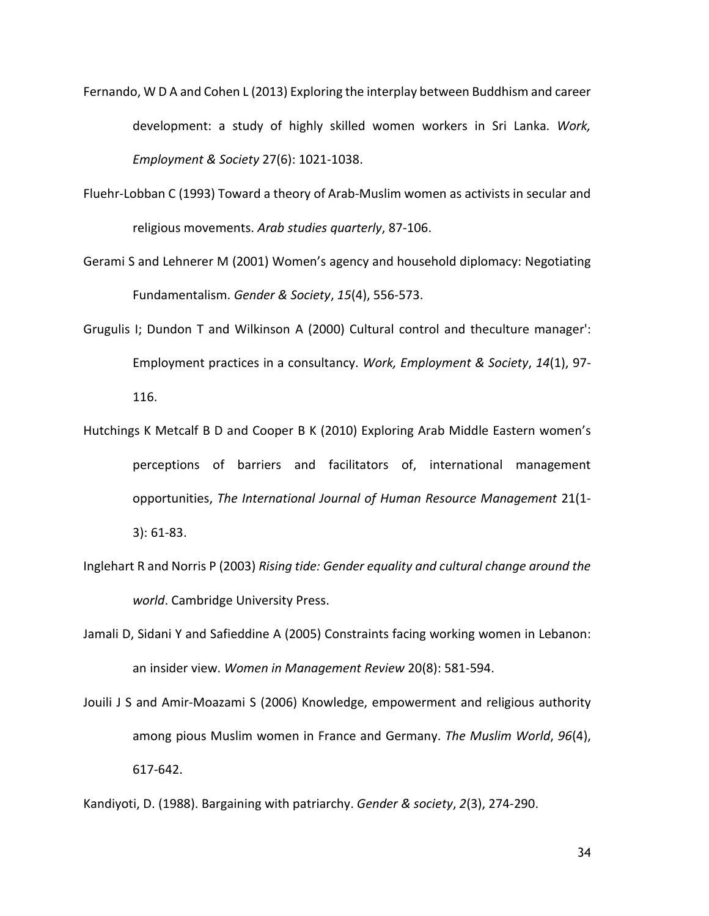Fernando, W D A and Cohen L (2013) Exploring the interplay between Buddhism and career development: a study of highly skilled women workers in Sri Lanka. *Work, Employment & Society* 27(6): 1021-1038.

Fluehr-Lobban C (1993) Toward a theory of Arab-Muslim women as activists in secular and religious movements. *Arab studies quarterly*, 87-106.

Gerami S and Lehnerer M (2001) Women's agency and household diplomacy: Negotiating Fundamentalism. *Gender & Society*, *15*(4), 556-573.

Grugulis I; Dundon T and Wilkinson A (2000) Cultural control and theculture manager': Employment practices in a consultancy. *Work, Employment & Society*, *14*(1), 97-116.

Hutchings K Metcalf B D and Cooper B K (2010) Exploring Arab Middle Eastern women's perceptions of barriers and facilitators of, international management opportunities, *The International Journal of Human Resource Management* 21(1-3): 61-83.

Inglehart R and Norris P (2003) *Rising tide: Gender equality and cultural change around the world*. Cambridge University Press.

Jamali D, Sidani Y and Safieddine A (2005) Constraints facing working women in Lebanon: an insider view. *Women in Management Review* 20(8): 581-594.

Jouili J S and Amir-Moazami S (2006) Knowledge, empowerment and religious authority among pious Muslim women in France and Germany. *The Muslim World*, *96*(4), 617-642.

Kandiyoti, D. (1988). Bargaining with patriarchy. *Gender & society*, *2*(3), 274-290.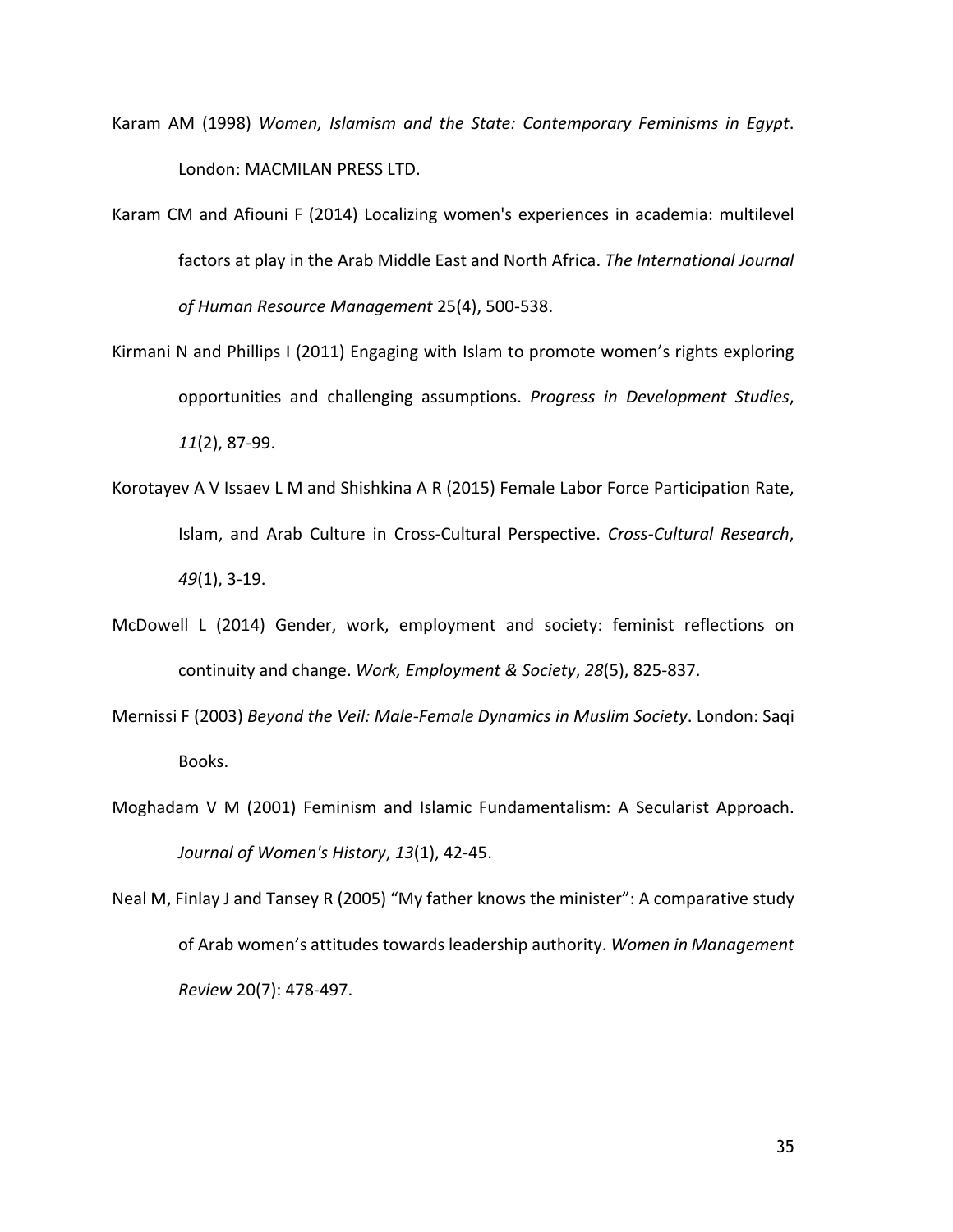Karam AM (1998) *Women, Islamism and the State: Contemporary Feminisms in Egypt*. London: MACMILAN PRESS LTD.

Karam CM and Afiouni F (2014) Localizing women's experiences in academia: multilevel factors at play in the Arab Middle East and North Africa. *The International Journal of Human Resource Management* 25(4), 500-538.

Kirmani N and Phillips I (2011) Engaging with Islam to promote women's rights exploring opportunities and challenging assumptions. *Progress in Development Studies*, *11*(2), 87-99.

Korotayev A V Issaev L M and Shishkina A R (2015) Female Labor Force Participation Rate, Islam, and Arab Culture in Cross-Cultural Perspective. *Cross-Cultural Research*, *49*(1), 3-19.

McDowell L (2014) Gender, work, employment and society: feminist reflections on continuity and change. *Work, Employment & Society*, *28*(5), 825-837.

Mernissi F (2003) *Beyond the Veil: Male-Female Dynamics in Muslim Society*. London: Saqi Books.

Moghadam V M (2001) Feminism and Islamic Fundamentalism: A Secularist Approach. *Journal of Women's History*, *13*(1), 42-45.

Neal M, Finlay J and Tansey R (2005) "My father knows the minister": A comparative study of Arab women's attitudes towards leadership authority. *Women in Management Review* 20(7): 478-497.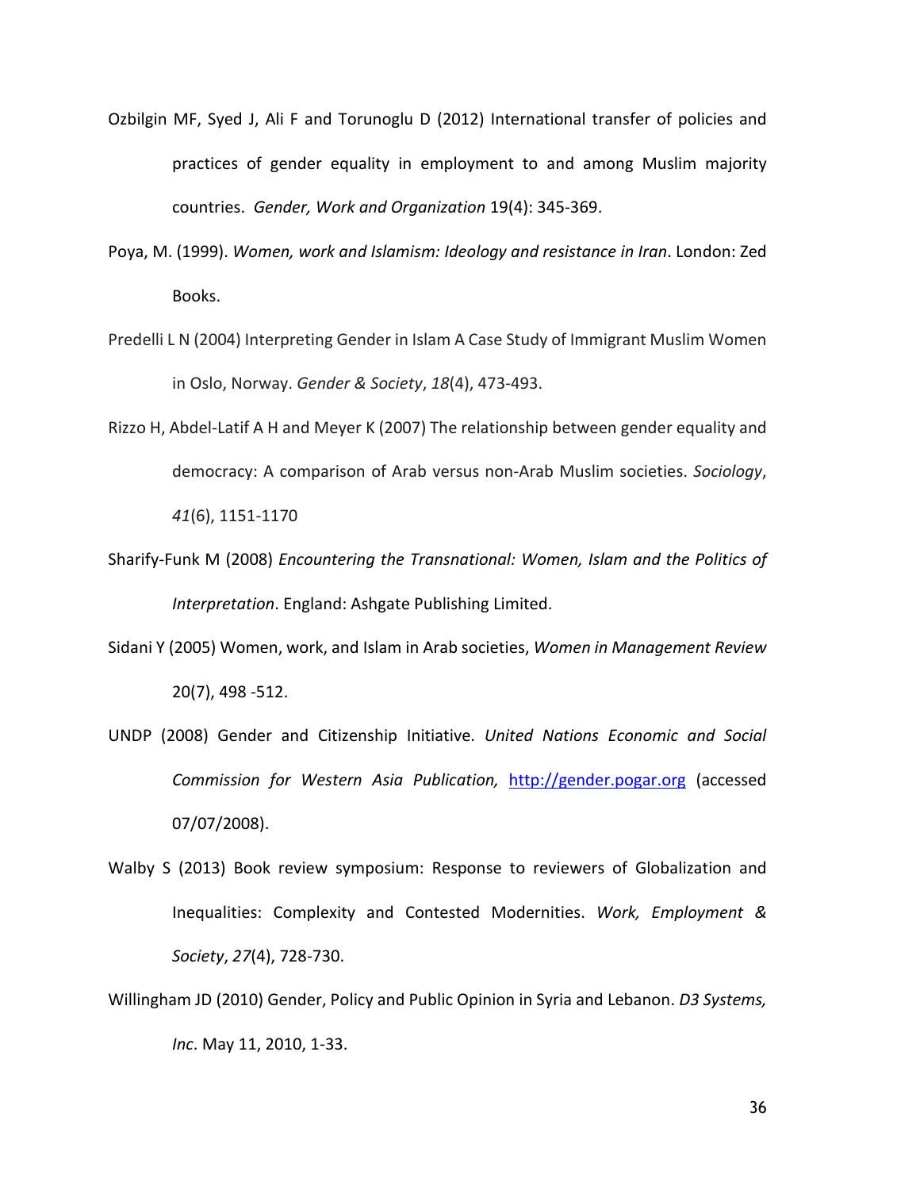Ozbilgin MF, Syed J, Ali F and Torunoglu D (2012) International transfer of policies and practices of gender equality in employment to and among Muslim majority countries. *Gender, Work and Organization* 19(4): 345-369.

Poya, M. (1999). *Women, work and Islamism: Ideology and resistance in Iran*. London: Zed Books.

Predelli L N (2004) Interpreting Gender in Islam A Case Study of Immigrant Muslim Women in Oslo, Norway. *Gender & Society*, *18*(4), 473-493.

Rizzo H, Abdel-Latif A H and Meyer K (2007) The relationship between gender equality and democracy: A comparison of Arab versus non-Arab Muslim societies. *Sociology*, *41*(6), 1151-1170

Sharify-Funk M (2008) *Encountering the Transnational: Women, Islam and the Politics of Interpretation*. England: Ashgate Publishing Limited.

Sidani Y (2005) Women, work, and Islam in Arab societies, *Women in Management Review* 20(7), 498 -512.

UNDP (2008) Gender and Citizenship Initiative. *United Nations Economic and Social Commission for Western Asia Publication,* http://gender.pogar.org (accessed 07/07/2008).

Walby S (2013) Book review symposium: Response to reviewers of Globalization and Inequalities: Complexity and Contested Modernities. *Work, Employment & Society*, *27*(4), 728-730.

Willingham JD (2010) Gender, Policy and Public Opinion in Syria and Lebanon. *D3 Systems, Inc*. May 11, 2010, 1-33.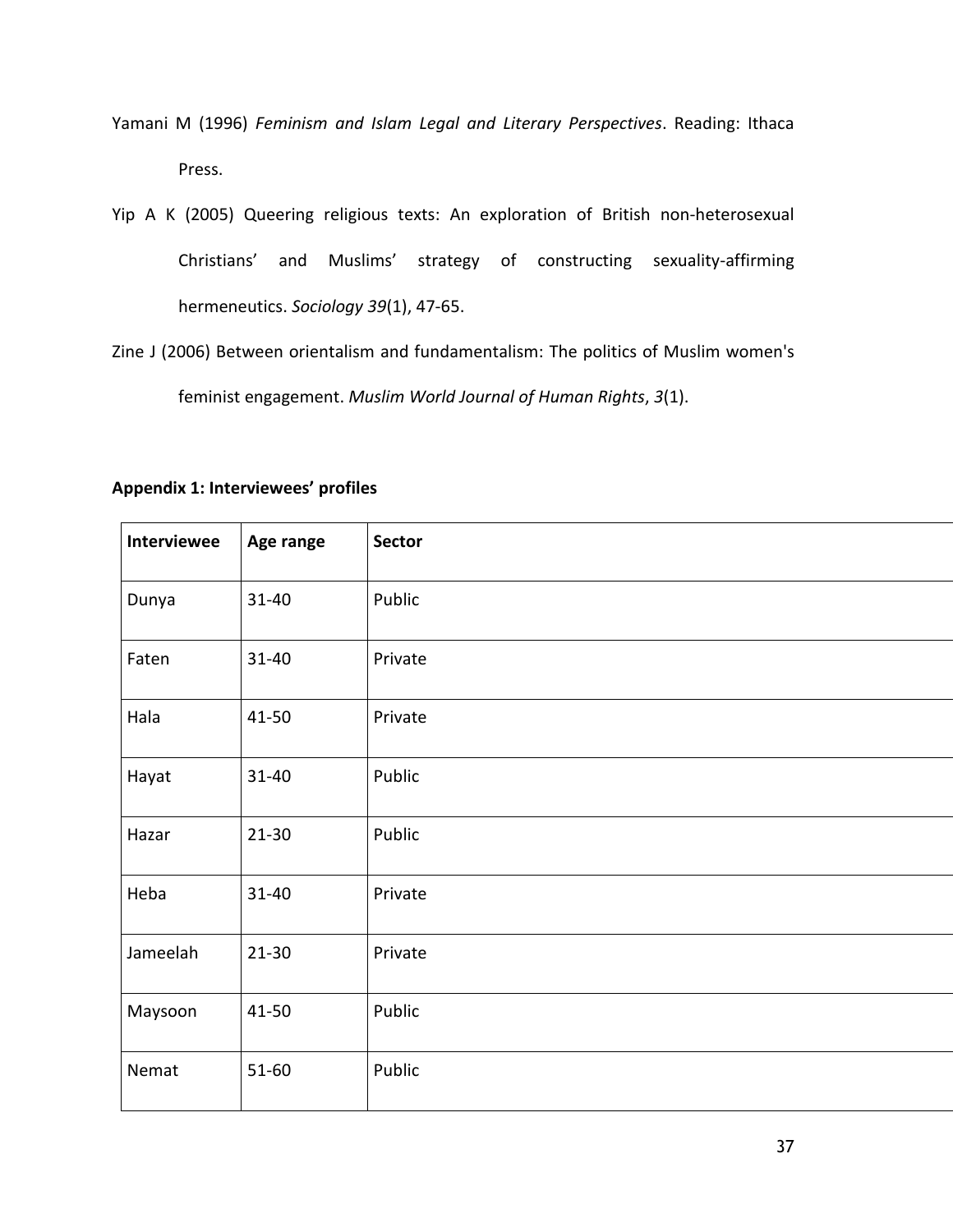Yamani M (1996) *Feminism and Islam Legal and Literary Perspectives*. Reading: Ithaca Press.

Yip A K (2005) Queering religious texts: An exploration of British non-heterosexual Christians' and Muslims' strategy of constructing sexuality-affirming hermeneutics. *Sociology 39*(1), 47-65.

Zine J (2006) Between orientalism and fundamentalism: The politics of Muslim women's feminist engagement. *Muslim World Journal of Human Rights*, *3*(1).

**Appendix 1: Interviewees' profiles**

| Interviewee | Age range | Sector |
|---|---|---|
| Dunya | 31-40 | Public |
| Faten | 31-40 | Private |
| Hala | 41-50 | Private |
| Hayat | 31-40 | Public |
| Hazar | 21-30 | Public |
| Heba | 31-40 | Private |
| Jameelah | 21-30 | Private |
| Maysoon | 41-50 | Public |
| Nemat | 51-60 | Public |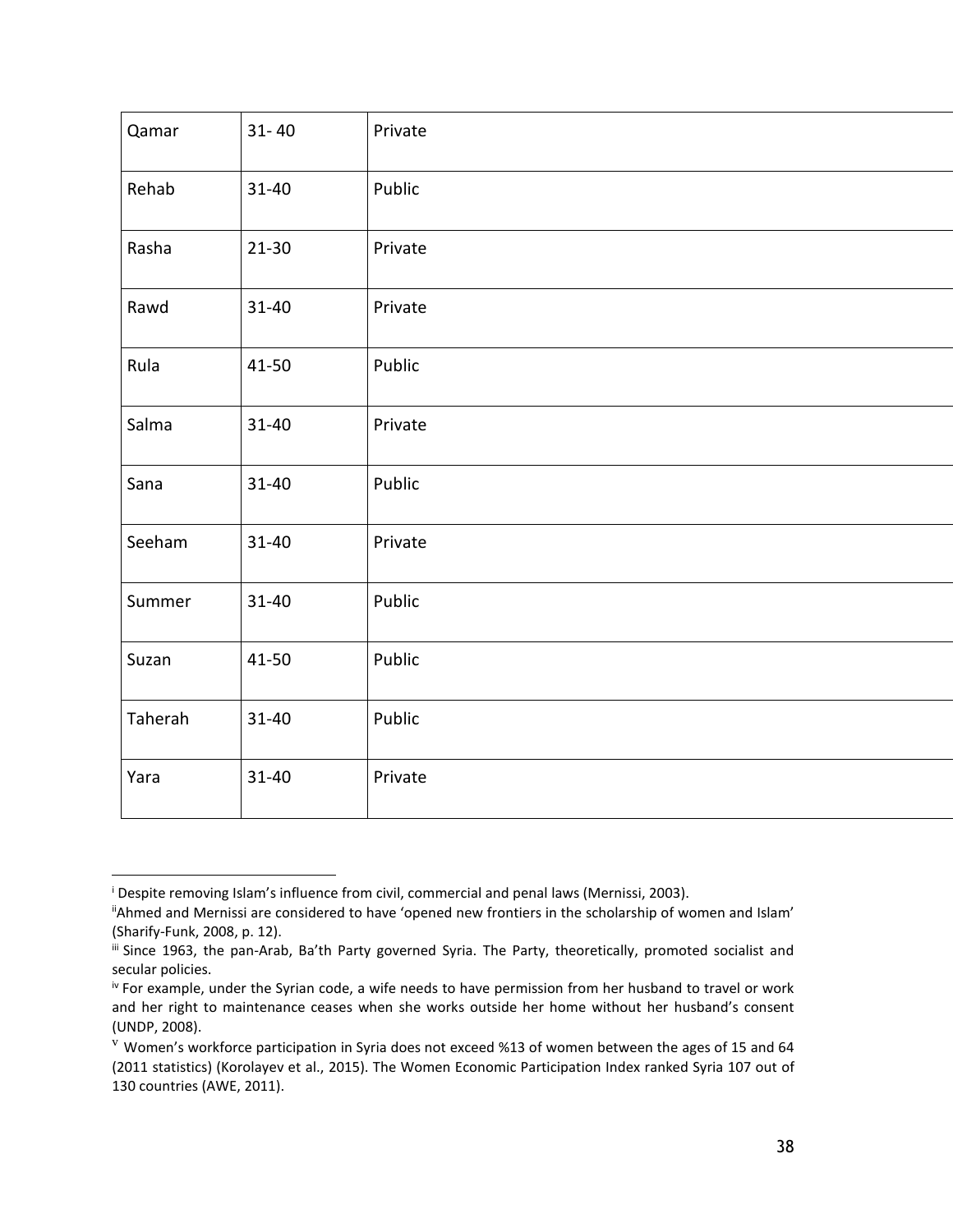| | | |
|---|---|---|
| Qamar | 31- 40 | Private |
| Rehab | 31-40 | Public |
| Rasha | 21-30 | Private |
| Rawd | 31-40 | Private |
| Rula | 41-50 | Public |
| Salma | 31-40 | Private |
| Sana | 31-40 | Public |
| Seeham | 31-40 | Private |
| Summer | 31-40 | Public |
| Suzan | 41-50 | Public |
| Taherah | 31-40 | Public |
| Yara | 31-40 | Private |

---

[i] Despite removing Islam's influence from civil, commercial and penal laws (Mernissi, 2003).

[ii] Ahmed and Mernissi are considered to have 'opened new frontiers in the scholarship of women and Islam' (Sharify-Funk, 2008, p. 12).

[iii] Since 1963, the pan-Arab, Ba'th Party governed Syria. The Party, theoretically, promoted socialist and secular policies.

[iv] For example, under the Syrian code, a wife needs to have permission from her husband to travel or work and her right to maintenance ceases when she works outside her home without her husband's consent (UNDP, 2008).

[v] Women's workforce participation in Syria does not exceed %13 of women between the ages of 15 and 64 (2011 statistics) (Korolayev et al., 2015). The Women Economic Participation Index ranked Syria 107 out of 130 countries (AWE, 2011).